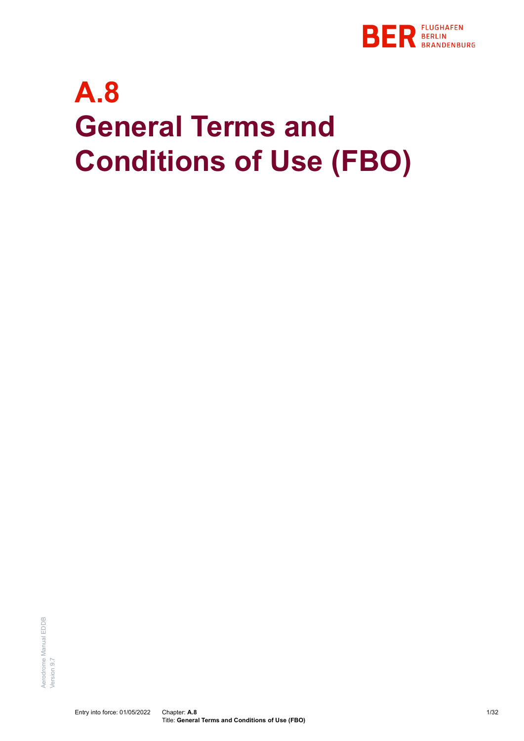# A.8
# General Terms and Conditions of Use (FBO)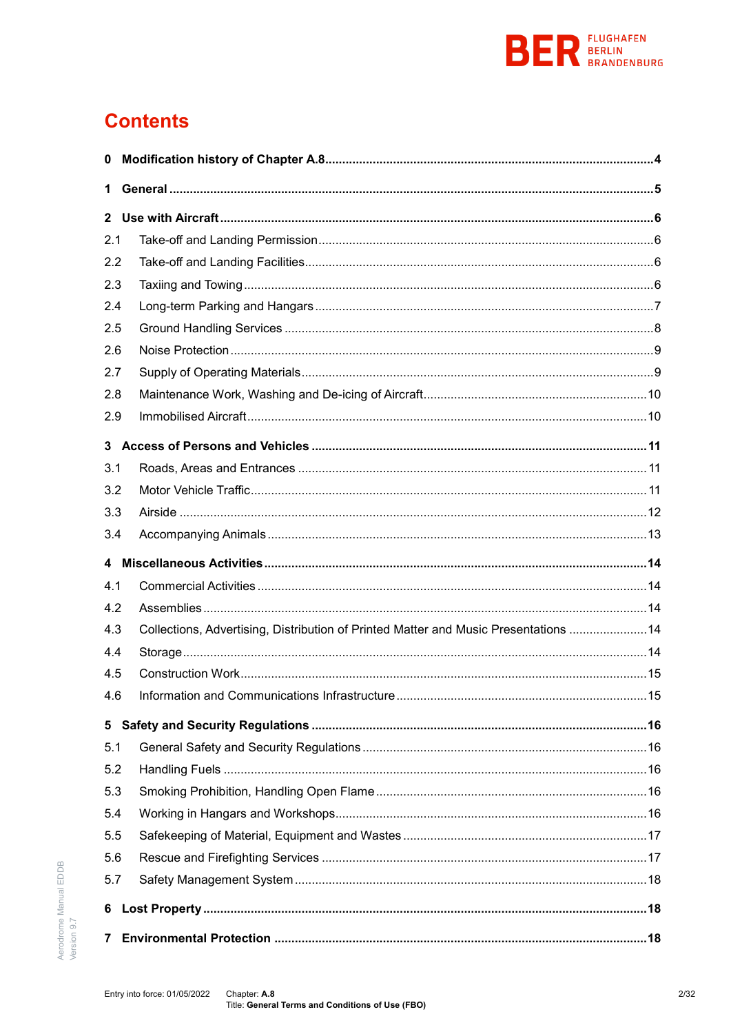# Contents

**0 Modification history of Chapter A.8** .......... **4**

**1 General** .......... **5**

**2 Use with Aircraft** .......... **6**

2.1 Take-off and Landing Permission .......... 6

2.2 Take-off and Landing Facilities .......... 6

2.3 Taxiing and Towing .......... 6

2.4 Long-term Parking and Hangars .......... 7

2.5 Ground Handling Services .......... 8

2.6 Noise Protection .......... 9

2.7 Supply of Operating Materials .......... 9

2.8 Maintenance Work, Washing and De-icing of Aircraft .......... 10

2.9 Immobilised Aircraft .......... 10

**3 Access of Persons and Vehicles** .......... **11**

3.1 Roads, Areas and Entrances .......... 11

3.2 Motor Vehicle Traffic .......... 11

3.3 Airside .......... 12

3.4 Accompanying Animals .......... 13

**4 Miscellaneous Activities** .......... **14**

4.1 Commercial Activities .......... 14

4.2 Assemblies .......... 14

4.3 Collections, Advertising, Distribution of Printed Matter and Music Presentations .......... 14

4.4 Storage .......... 14

4.5 Construction Work .......... 15

4.6 Information and Communications Infrastructure .......... 15

**5 Safety and Security Regulations** .......... **16**

5.1 General Safety and Security Regulations .......... 16

5.2 Handling Fuels .......... 16

5.3 Smoking Prohibition, Handling Open Flame .......... 16

5.4 Working in Hangars and Workshops .......... 16

5.5 Safekeeping of Material, Equipment and Wastes .......... 17

5.6 Rescue and Firefighting Services .......... 17

5.7 Safety Management System .......... 18

**6 Lost Property** .......... **18**

**7 Environmental Protection** .......... **18**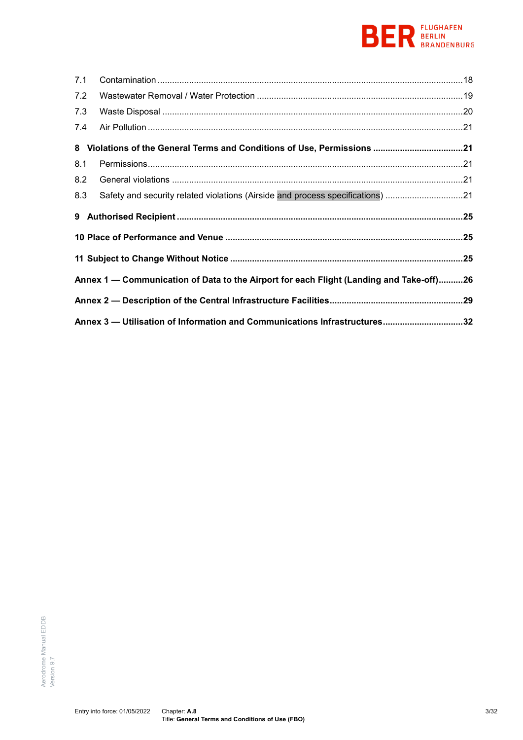7.1 Contamination ............................................................................................................18

7.2 Wastewater Removal / Water Protection ...................................................................19

7.3 Waste Disposal ..........................................................................................................20

7.4 Air Pollution ................................................................................................................21

**8 Violations of the General Terms and Conditions of Use, Permissions .....................................21**

8.1 Permissions.................................................................................................................21

8.2 General violations ......................................................................................................21

8.3 Safety and security related violations (Airside and process specifications) ................................21

**9 Authorised Recipient ....................................................................................................25**

**10 Place of Performance and Venue .................................................................................25**

**11 Subject to Change Without Notice ...............................................................................25**

**Annex 1 — Communication of Data to the Airport for each Flight (Landing and Take-off)..........26**

**Annex 2 — Description of the Central Infrastructure Facilities......................................................29**

**Annex 3 — Utilisation of Information and Communications Infrastructures................................32**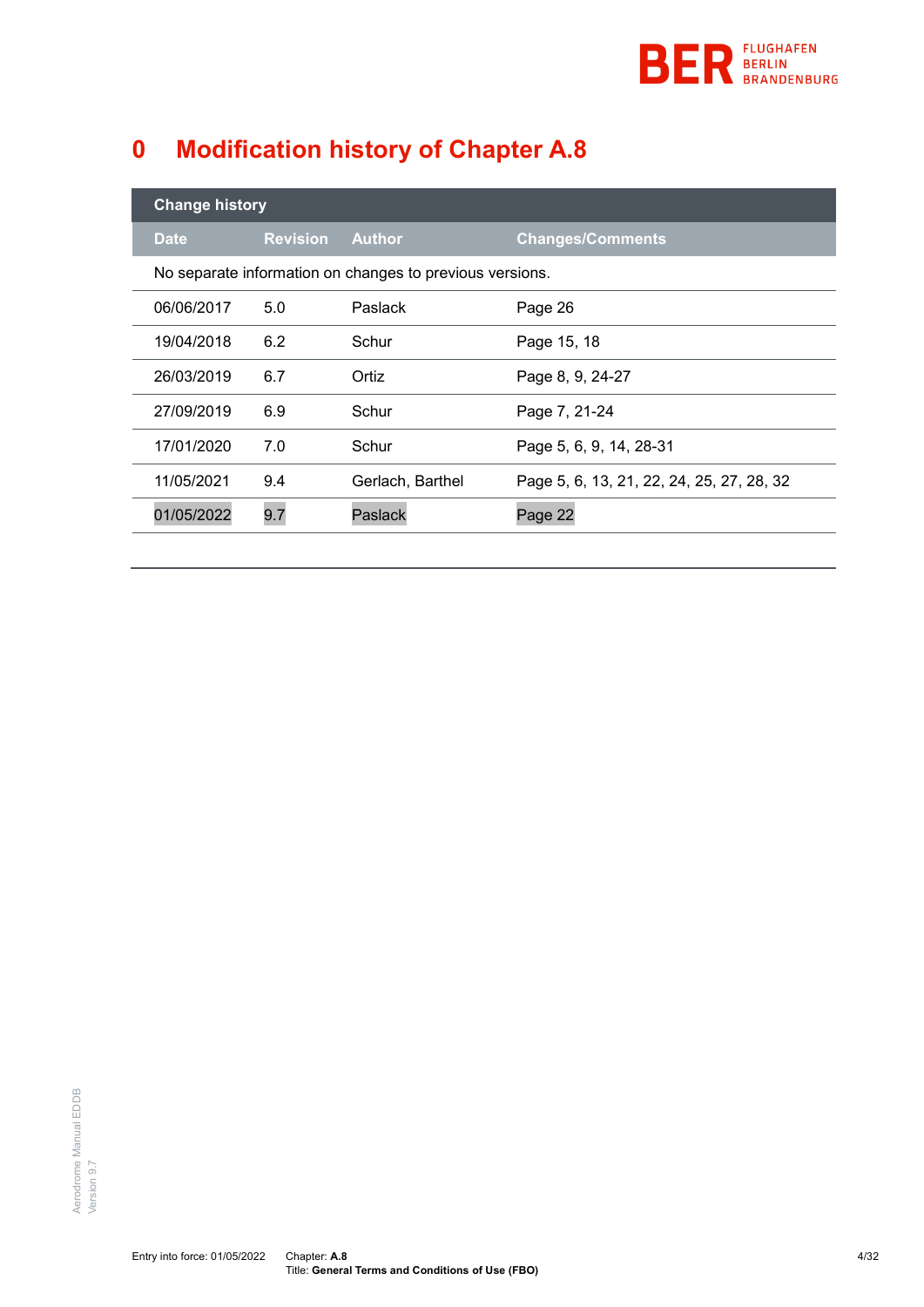# 0 Modification history of Chapter A.8

| Change history | | | |
|---|---|---|---|
| **Date** | **Revision** | **Author** | **Changes/Comments** |
| No separate information on changes to previous versions. | | | |
| 06/06/2017 | 5.0 | Paslack | Page 26 |
| 19/04/2018 | 6.2 | Schur | Page 15, 18 |
| 26/03/2019 | 6.7 | Ortiz | Page 8, 9, 24-27 |
| 27/09/2019 | 6.9 | Schur | Page 7, 21-24 |
| 17/01/2020 | 7.0 | Schur | Page 5, 6, 9, 14, 28-31 |
| 11/05/2021 | 9.4 | Gerlach, Barthel | Page 5, 6, 13, 21, 22, 24, 25, 27, 28, 32 |
| 01/05/2022 | 9.7 | Paslack | Page 22 |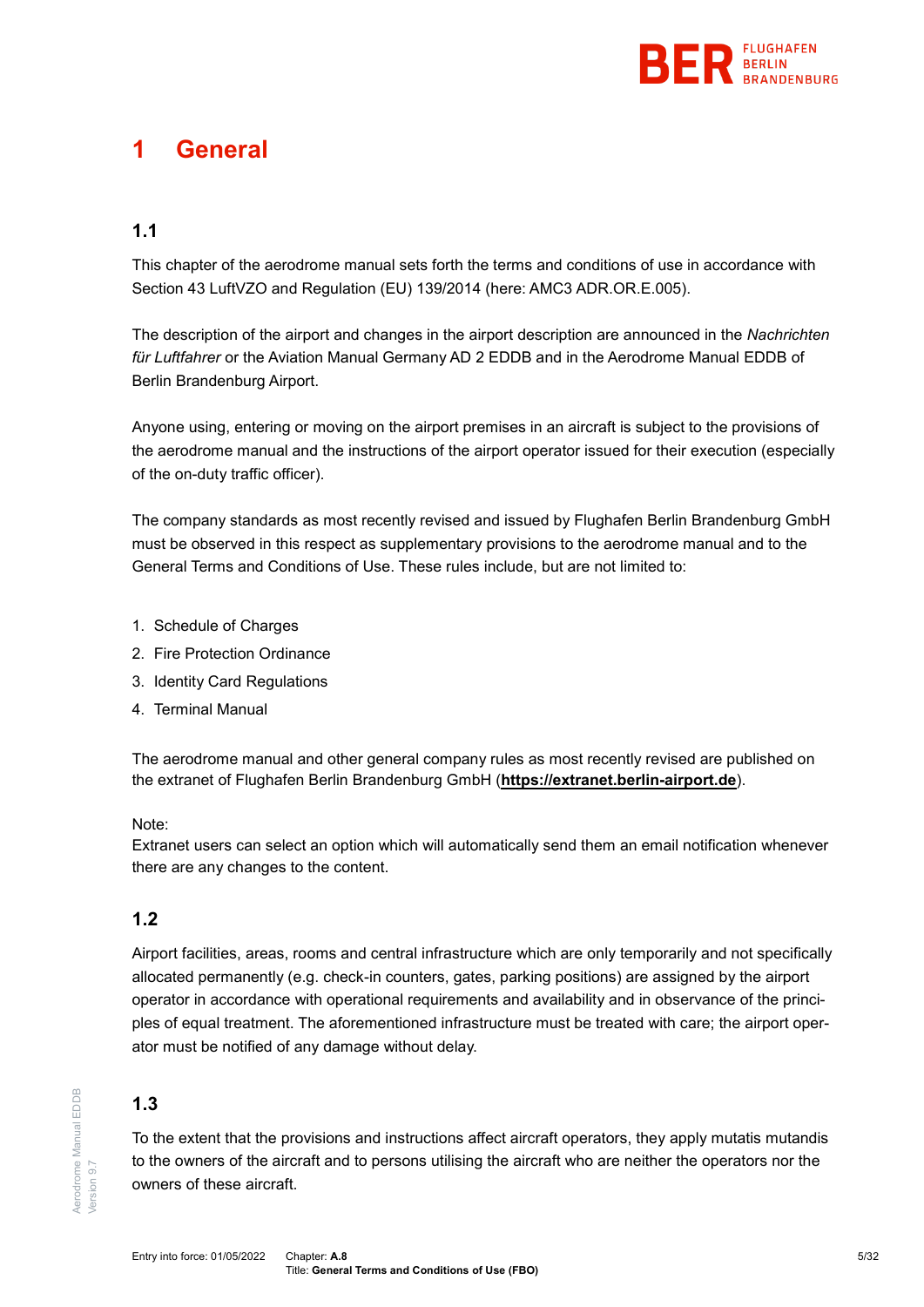# 1 General

## 1.1

This chapter of the aerodrome manual sets forth the terms and conditions of use in accordance with Section 43 LuftVZO and Regulation (EU) 139/2014 (here: AMC3 ADR.OR.E.005).

The description of the airport and changes in the airport description are announced in the *Nachrichten für Luftfahrer* or the Aviation Manual Germany AD 2 EDDB and in the Aerodrome Manual EDDB of Berlin Brandenburg Airport.

Anyone using, entering or moving on the airport premises in an aircraft is subject to the provisions of the aerodrome manual and the instructions of the airport operator issued for their execution (especially of the on-duty traffic officer).

The company standards as most recently revised and issued by Flughafen Berlin Brandenburg GmbH must be observed in this respect as supplementary provisions to the aerodrome manual and to the General Terms and Conditions of Use. These rules include, but are not limited to:

1. Schedule of Charges
2. Fire Protection Ordinance
3. Identity Card Regulations
4. Terminal Manual

The aerodrome manual and other general company rules as most recently revised are published on the extranet of Flughafen Berlin Brandenburg GmbH (**https://extranet.berlin-airport.de**).

Note:
Extranet users can select an option which will automatically send them an email notification whenever there are any changes to the content.

## 1.2

Airport facilities, areas, rooms and central infrastructure which are only temporarily and not specifically allocated permanently (e.g. check-in counters, gates, parking positions) are assigned by the airport operator in accordance with operational requirements and availability and in observance of the principles of equal treatment. The aforementioned infrastructure must be treated with care; the airport operator must be notified of any damage without delay.

## 1.3

To the extent that the provisions and instructions affect aircraft operators, they apply mutatis mutandis to the owners of the aircraft and to persons utilising the aircraft who are neither the operators nor the owners of these aircraft.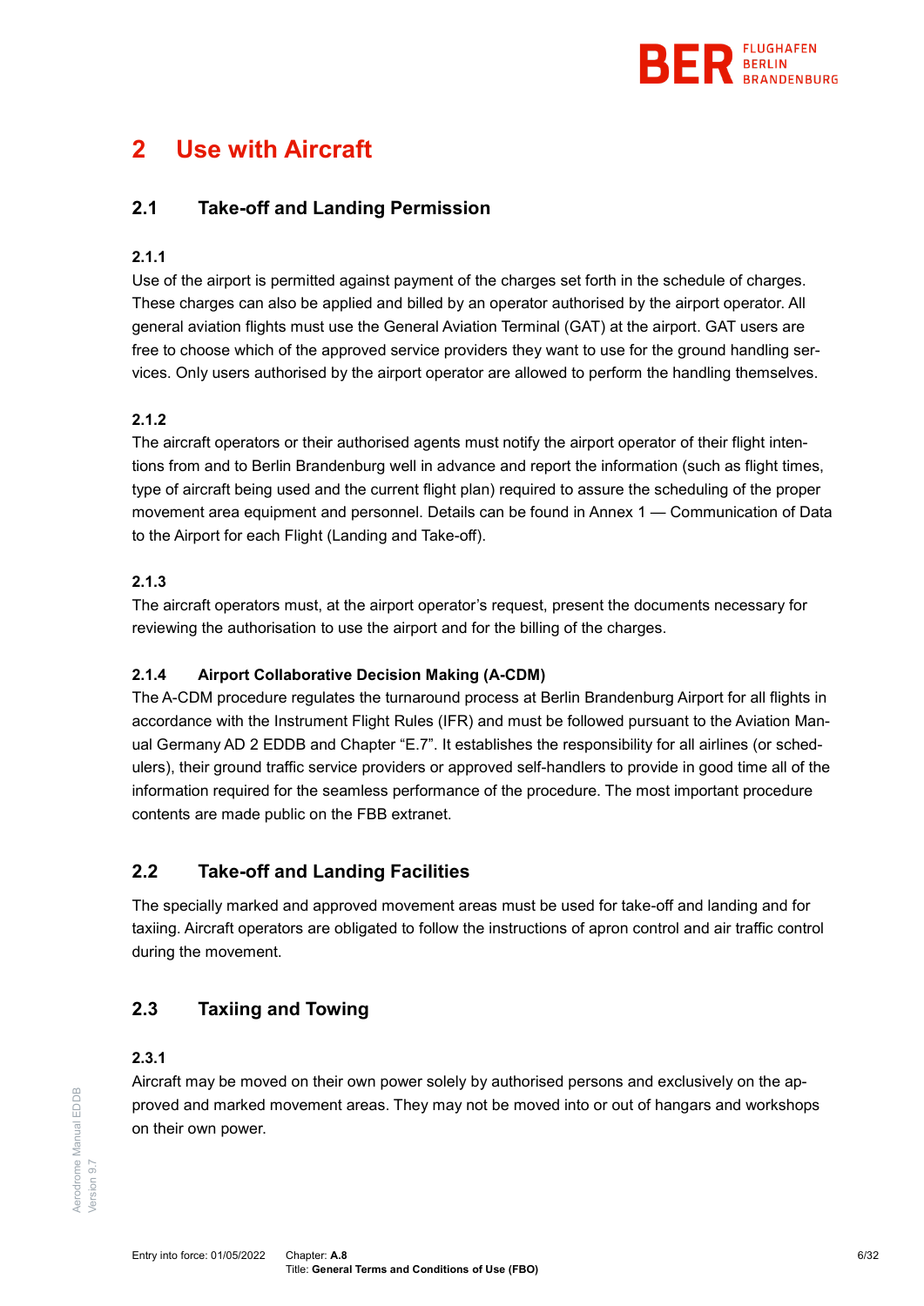# 2 Use with Aircraft

## 2.1 Take-off and Landing Permission

### 2.1.1

Use of the airport is permitted against payment of the charges set forth in the schedule of charges. These charges can also be applied and billed by an operator authorised by the airport operator. All general aviation flights must use the General Aviation Terminal (GAT) at the airport. GAT users are free to choose which of the approved service providers they want to use for the ground handling services. Only users authorised by the airport operator are allowed to perform the handling themselves.

### 2.1.2

The aircraft operators or their authorised agents must notify the airport operator of their flight intentions from and to Berlin Brandenburg well in advance and report the information (such as flight times, type of aircraft being used and the current flight plan) required to assure the scheduling of the proper movement area equipment and personnel. Details can be found in Annex 1 — Communication of Data to the Airport for each Flight (Landing and Take-off).

### 2.1.3

The aircraft operators must, at the airport operator's request, present the documents necessary for reviewing the authorisation to use the airport and for the billing of the charges.

### 2.1.4 Airport Collaborative Decision Making (A-CDM)

The A-CDM procedure regulates the turnaround process at Berlin Brandenburg Airport for all flights in accordance with the Instrument Flight Rules (IFR) and must be followed pursuant to the Aviation Manual Germany AD 2 EDDB and Chapter "E.7". It establishes the responsibility for all airlines (or schedulers), their ground traffic service providers or approved self-handlers to provide in good time all of the information required for the seamless performance of the procedure. The most important procedure contents are made public on the FBB extranet.

## 2.2 Take-off and Landing Facilities

The specially marked and approved movement areas must be used for take-off and landing and for taxiing. Aircraft operators are obligated to follow the instructions of apron control and air traffic control during the movement.

## 2.3 Taxiing and Towing

### 2.3.1

Aircraft may be moved on their own power solely by authorised persons and exclusively on the approved and marked movement areas. They may not be moved into or out of hangars and workshops on their own power.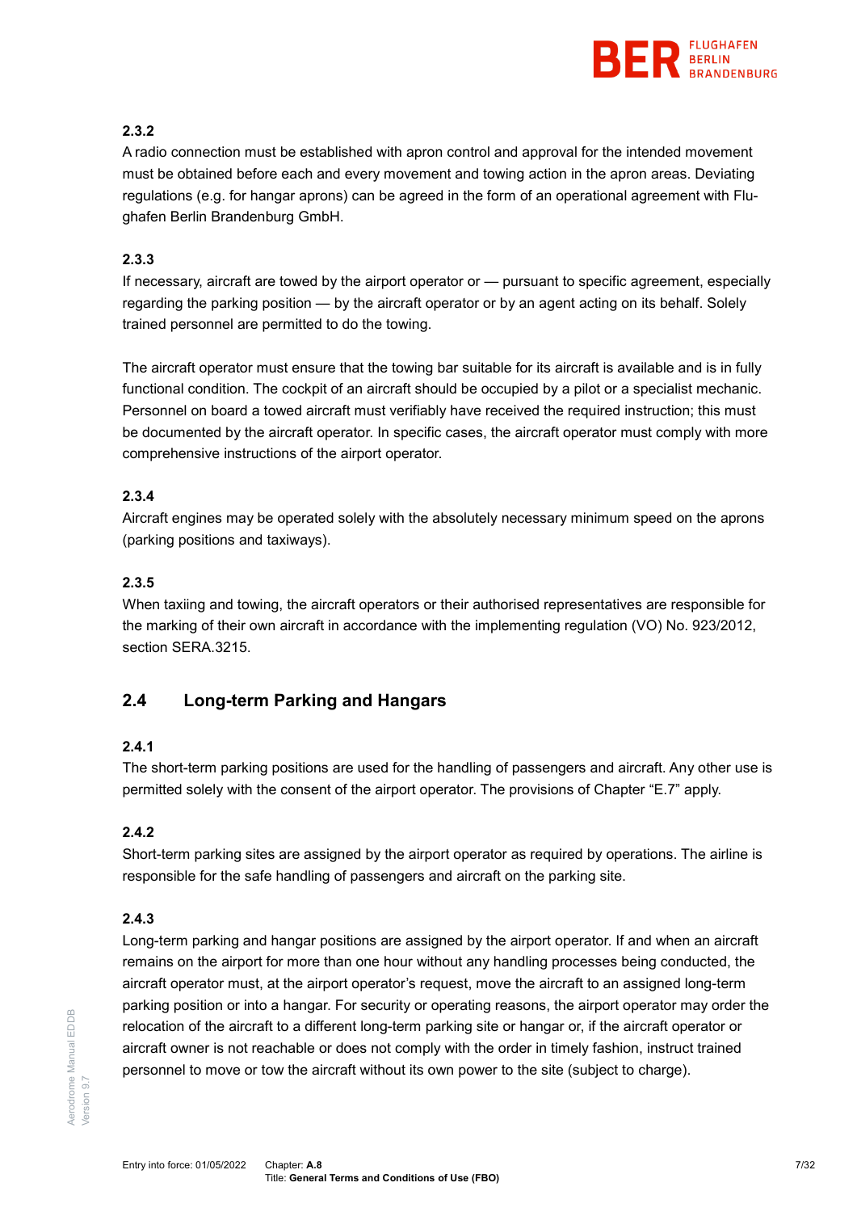**2.3.2**

A radio connection must be established with apron control and approval for the intended movement must be obtained before each and every movement and towing action in the apron areas. Deviating regulations (e.g. for hangar aprons) can be agreed in the form of an operational agreement with Flughafen Berlin Brandenburg GmbH.

**2.3.3**

If necessary, aircraft are towed by the airport operator or — pursuant to specific agreement, especially regarding the parking position — by the aircraft operator or by an agent acting on its behalf. Solely trained personnel are permitted to do the towing.

The aircraft operator must ensure that the towing bar suitable for its aircraft is available and is in fully functional condition. The cockpit of an aircraft should be occupied by a pilot or a specialist mechanic. Personnel on board a towed aircraft must verifiably have received the required instruction; this must be documented by the aircraft operator. In specific cases, the aircraft operator must comply with more comprehensive instructions of the airport operator.

**2.3.4**

Aircraft engines may be operated solely with the absolutely necessary minimum speed on the aprons (parking positions and taxiways).

**2.3.5**

When taxiing and towing, the aircraft operators or their authorised representatives are responsible for the marking of their own aircraft in accordance with the implementing regulation (VO) No. 923/2012, section SERA.3215.

## 2.4 Long-term Parking and Hangars

**2.4.1**

The short-term parking positions are used for the handling of passengers and aircraft. Any other use is permitted solely with the consent of the airport operator. The provisions of Chapter "E.7" apply.

**2.4.2**

Short-term parking sites are assigned by the airport operator as required by operations. The airline is responsible for the safe handling of passengers and aircraft on the parking site.

**2.4.3**

Long-term parking and hangar positions are assigned by the airport operator. If and when an aircraft remains on the airport for more than one hour without any handling processes being conducted, the aircraft operator must, at the airport operator's request, move the aircraft to an assigned long-term parking position or into a hangar. For security or operating reasons, the airport operator may order the relocation of the aircraft to a different long-term parking site or hangar or, if the aircraft operator or aircraft owner is not reachable or does not comply with the order in timely fashion, instruct trained personnel to move or tow the aircraft without its own power to the site (subject to charge).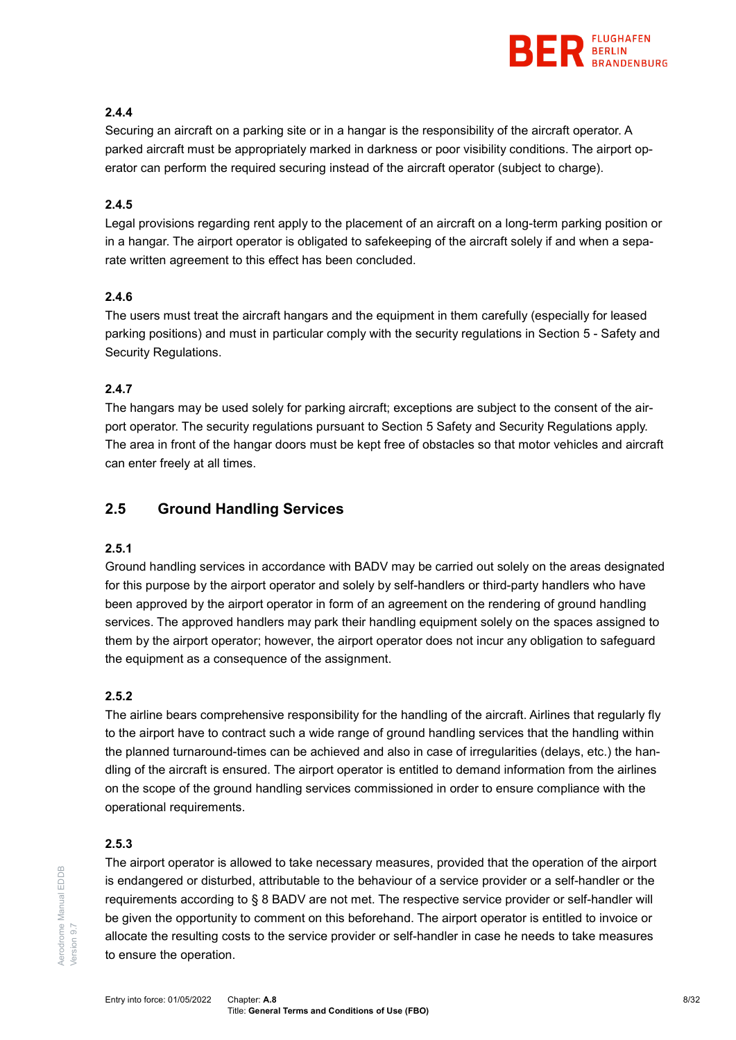#### 2.4.4

Securing an aircraft on a parking site or in a hangar is the responsibility of the aircraft operator. A parked aircraft must be appropriately marked in darkness or poor visibility conditions. The airport operator can perform the required securing instead of the aircraft operator (subject to charge).

#### 2.4.5

Legal provisions regarding rent apply to the placement of an aircraft on a long-term parking position or in a hangar. The airport operator is obligated to safekeeping of the aircraft solely if and when a separate written agreement to this effect has been concluded.

#### 2.4.6

The users must treat the aircraft hangars and the equipment in them carefully (especially for leased parking positions) and must in particular comply with the security regulations in Section 5 - Safety and Security Regulations.

#### 2.4.7

The hangars may be used solely for parking aircraft; exceptions are subject to the consent of the airport operator. The security regulations pursuant to Section 5 Safety and Security Regulations apply. The area in front of the hangar doors must be kept free of obstacles so that motor vehicles and aircraft can enter freely at all times.

## 2.5 Ground Handling Services

#### 2.5.1

Ground handling services in accordance with BADV may be carried out solely on the areas designated for this purpose by the airport operator and solely by self-handlers or third-party handlers who have been approved by the airport operator in form of an agreement on the rendering of ground handling services. The approved handlers may park their handling equipment solely on the spaces assigned to them by the airport operator; however, the airport operator does not incur any obligation to safeguard the equipment as a consequence of the assignment.

#### 2.5.2

The airline bears comprehensive responsibility for the handling of the aircraft. Airlines that regularly fly to the airport have to contract such a wide range of ground handling services that the handling within the planned turnaround-times can be achieved and also in case of irregularities (delays, etc.) the handling of the aircraft is ensured. The airport operator is entitled to demand information from the airlines on the scope of the ground handling services commissioned in order to ensure compliance with the operational requirements.

#### 2.5.3

The airport operator is allowed to take necessary measures, provided that the operation of the airport is endangered or disturbed, attributable to the behaviour of a service provider or a self-handler or the requirements according to § 8 BADV are not met. The respective service provider or self-handler will be given the opportunity to comment on this beforehand. The airport operator is entitled to invoice or allocate the resulting costs to the service provider or self-handler in case he needs to take measures to ensure the operation.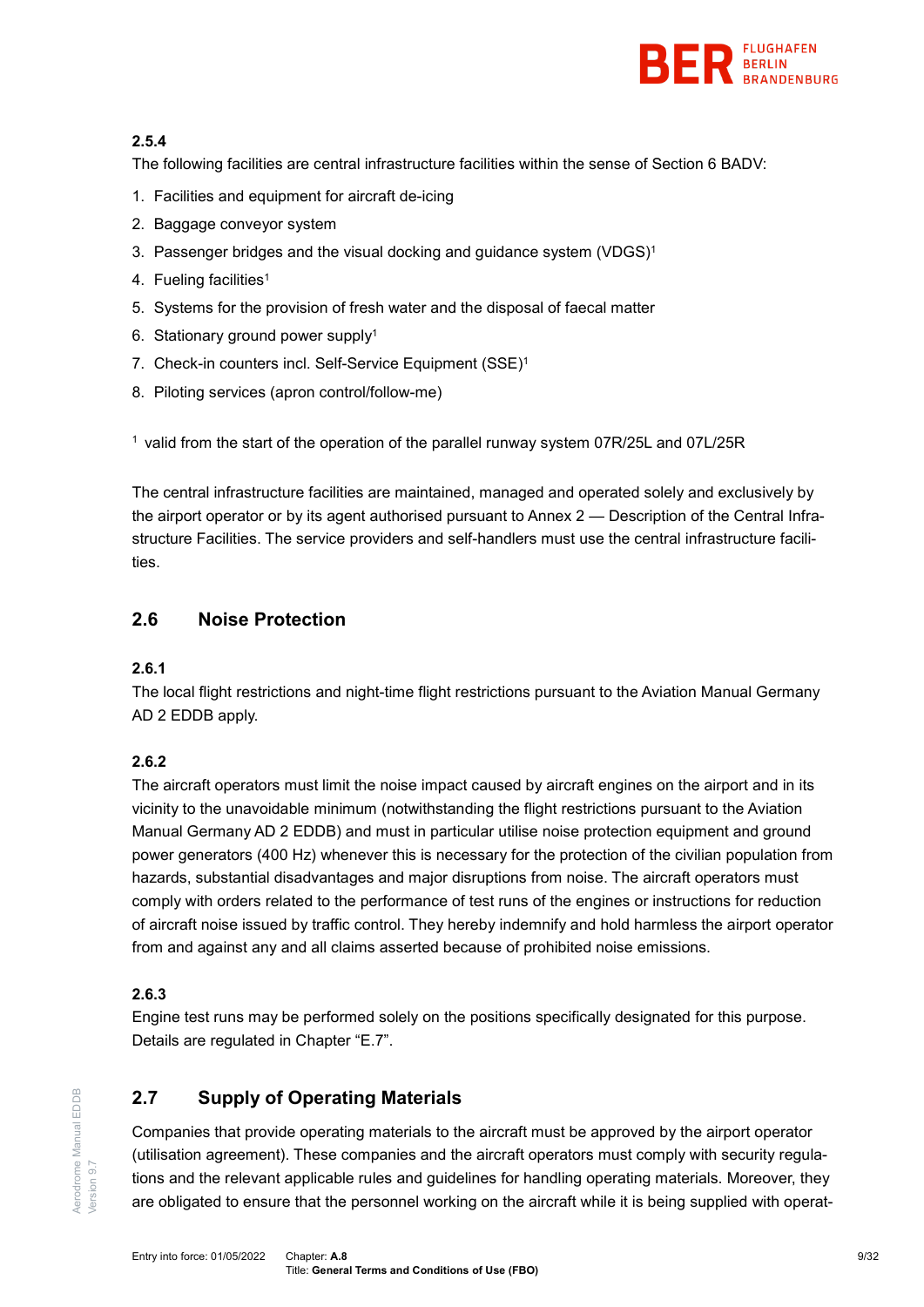#### 2.5.4

The following facilities are central infrastructure facilities within the sense of Section 6 BADV:

1. Facilities and equipment for aircraft de-icing
2. Baggage conveyor system
3. Passenger bridges and the visual docking and guidance system (VDGS)[1]
4. Fueling facilities[1]
5. Systems for the provision of fresh water and the disposal of faecal matter
6. Stationary ground power supply[1]
7. Check-in counters incl. Self-Service Equipment (SSE)[1]
8. Piloting services (apron control/follow-me)

[1] valid from the start of the operation of the parallel runway system 07R/25L and 07L/25R

The central infrastructure facilities are maintained, managed and operated solely and exclusively by the airport operator or by its agent authorised pursuant to Annex 2 — Description of the Central Infrastructure Facilities. The service providers and self-handlers must use the central infrastructure facilities.

## 2.6 Noise Protection

#### 2.6.1

The local flight restrictions and night-time flight restrictions pursuant to the Aviation Manual Germany AD 2 EDDB apply.

#### 2.6.2

The aircraft operators must limit the noise impact caused by aircraft engines on the airport and in its vicinity to the unavoidable minimum (notwithstanding the flight restrictions pursuant to the Aviation Manual Germany AD 2 EDDB) and must in particular utilise noise protection equipment and ground power generators (400 Hz) whenever this is necessary for the protection of the civilian population from hazards, substantial disadvantages and major disruptions from noise. The aircraft operators must comply with orders related to the performance of test runs of the engines or instructions for reduction of aircraft noise issued by traffic control. They hereby indemnify and hold harmless the airport operator from and against any and all claims asserted because of prohibited noise emissions.

#### 2.6.3

Engine test runs may be performed solely on the positions specifically designated for this purpose. Details are regulated in Chapter “E.7”.

## 2.7 Supply of Operating Materials

Companies that provide operating materials to the aircraft must be approved by the airport operator (utilisation agreement). These companies and the aircraft operators must comply with security regulations and the relevant applicable rules and guidelines for handling operating materials. Moreover, they are obligated to ensure that the personnel working on the aircraft while it is being supplied with operat-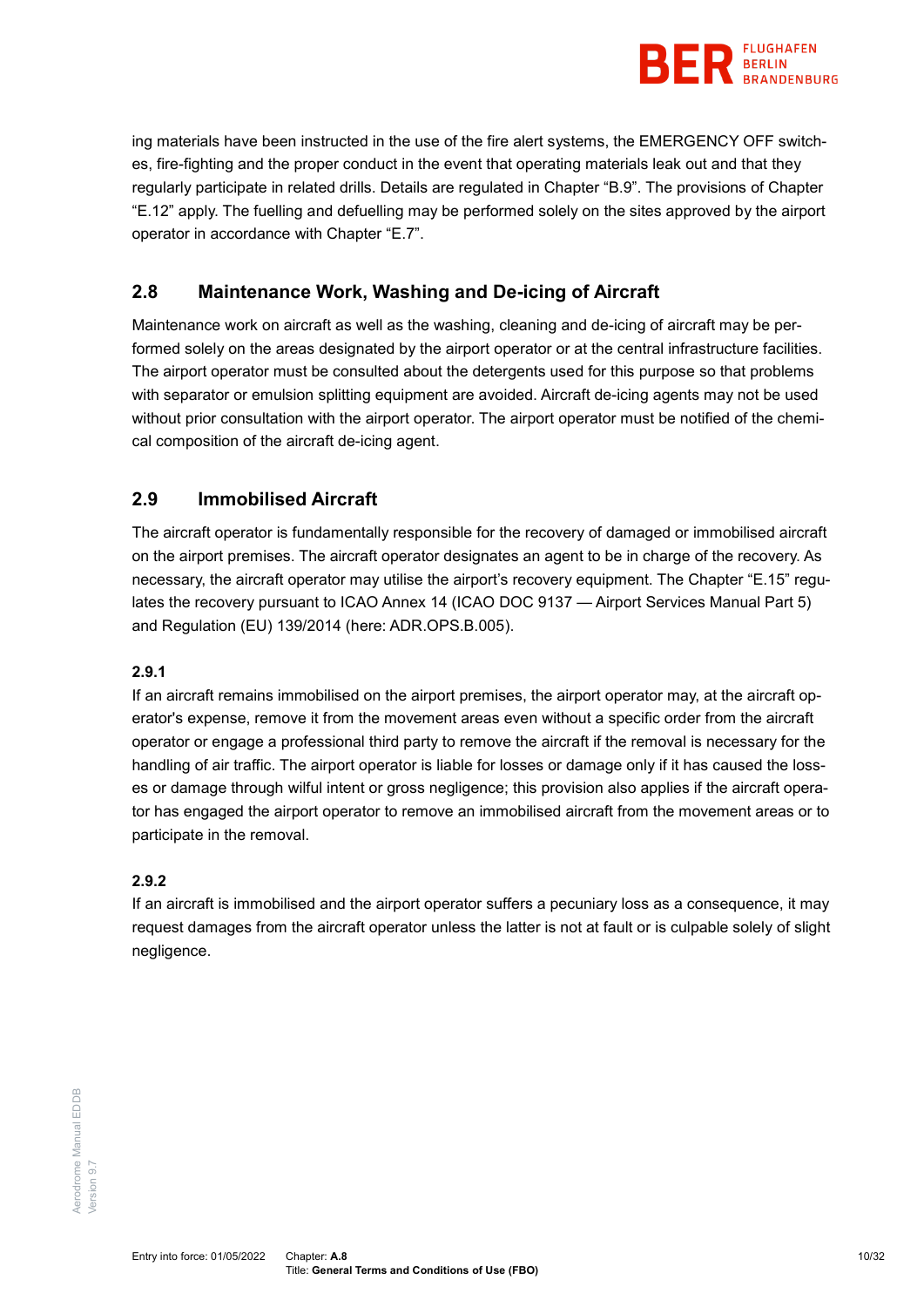ing materials have been instructed in the use of the fire alert systems, the EMERGENCY OFF switches, fire-fighting and the proper conduct in the event that operating materials leak out and that they regularly participate in related drills. Details are regulated in Chapter “B.9”. The provisions of Chapter “E.12” apply. The fuelling and defuelling may be performed solely on the sites approved by the airport operator in accordance with Chapter “E.7”.

## 2.8 Maintenance Work, Washing and De-icing of Aircraft

Maintenance work on aircraft as well as the washing, cleaning and de-icing of aircraft may be performed solely on the areas designated by the airport operator or at the central infrastructure facilities. The airport operator must be consulted about the detergents used for this purpose so that problems with separator or emulsion splitting equipment are avoided. Aircraft de-icing agents may not be used without prior consultation with the airport operator. The airport operator must be notified of the chemical composition of the aircraft de-icing agent.

## 2.9 Immobilised Aircraft

The aircraft operator is fundamentally responsible for the recovery of damaged or immobilised aircraft on the airport premises. The aircraft operator designates an agent to be in charge of the recovery. As necessary, the aircraft operator may utilise the airport’s recovery equipment. The Chapter “E.15” regulates the recovery pursuant to ICAO Annex 14 (ICAO DOC 9137 — Airport Services Manual Part 5) and Regulation (EU) 139/2014 (here: ADR.OPS.B.005).

### 2.9.1

If an aircraft remains immobilised on the airport premises, the airport operator may, at the aircraft operator's expense, remove it from the movement areas even without a specific order from the aircraft operator or engage a professional third party to remove the aircraft if the removal is necessary for the handling of air traffic. The airport operator is liable for losses or damage only if it has caused the losses or damage through wilful intent or gross negligence; this provision also applies if the aircraft operator has engaged the airport operator to remove an immobilised aircraft from the movement areas or to participate in the removal.

### 2.9.2

If an aircraft is immobilised and the airport operator suffers a pecuniary loss as a consequence, it may request damages from the aircraft operator unless the latter is not at fault or is culpable solely of slight negligence.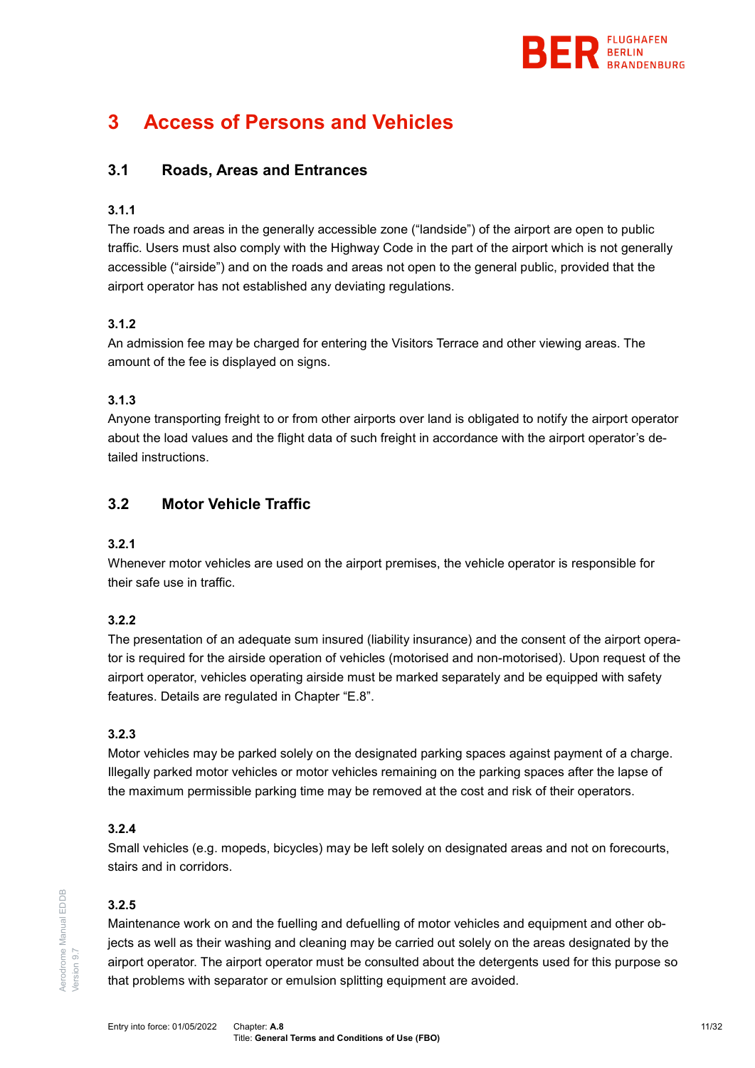# 3 Access of Persons and Vehicles

## 3.1 Roads, Areas and Entrances

### 3.1.1

The roads and areas in the generally accessible zone ("landside") of the airport are open to public traffic. Users must also comply with the Highway Code in the part of the airport which is not generally accessible ("airside") and on the roads and areas not open to the general public, provided that the airport operator has not established any deviating regulations.

### 3.1.2

An admission fee may be charged for entering the Visitors Terrace and other viewing areas. The amount of the fee is displayed on signs.

### 3.1.3

Anyone transporting freight to or from other airports over land is obligated to notify the airport operator about the load values and the flight data of such freight in accordance with the airport operator's detailed instructions.

## 3.2 Motor Vehicle Traffic

### 3.2.1

Whenever motor vehicles are used on the airport premises, the vehicle operator is responsible for their safe use in traffic.

### 3.2.2

The presentation of an adequate sum insured (liability insurance) and the consent of the airport operator is required for the airside operation of vehicles (motorised and non-motorised). Upon request of the airport operator, vehicles operating airside must be marked separately and be equipped with safety features. Details are regulated in Chapter "E.8".

### 3.2.3

Motor vehicles may be parked solely on the designated parking spaces against payment of a charge. Illegally parked motor vehicles or motor vehicles remaining on the parking spaces after the lapse of the maximum permissible parking time may be removed at the cost and risk of their operators.

### 3.2.4

Small vehicles (e.g. mopeds, bicycles) may be left solely on designated areas and not on forecourts, stairs and in corridors.

### 3.2.5

Maintenance work on and the fuelling and defuelling of motor vehicles and equipment and other objects as well as their washing and cleaning may be carried out solely on the areas designated by the airport operator. The airport operator must be consulted about the detergents used for this purpose so that problems with separator or emulsion splitting equipment are avoided.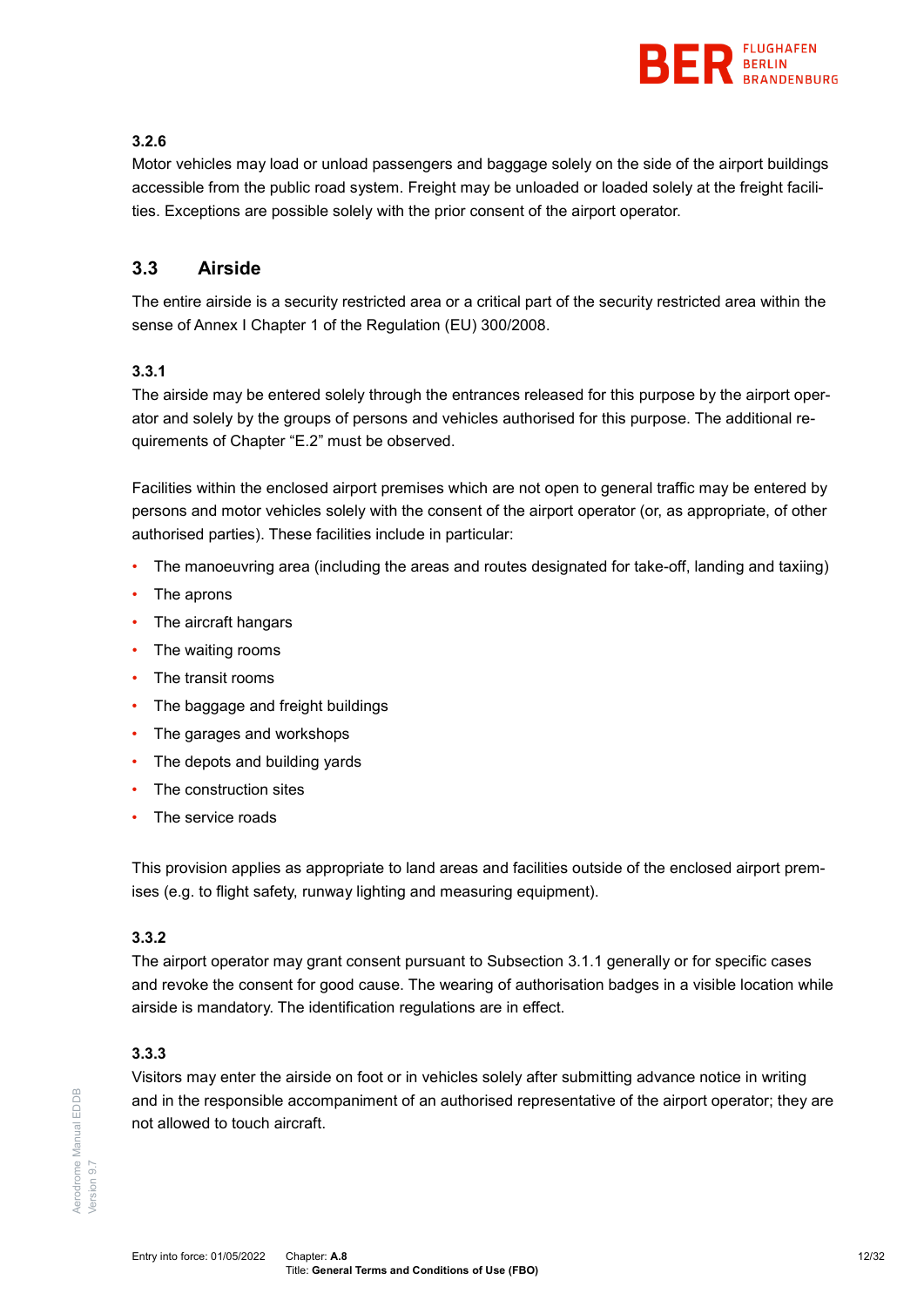#### 3.2.6

Motor vehicles may load or unload passengers and baggage solely on the side of the airport buildings accessible from the public road system. Freight may be unloaded or loaded solely at the freight facilities. Exceptions are possible solely with the prior consent of the airport operator.

## 3.3 Airside

The entire airside is a security restricted area or a critical part of the security restricted area within the sense of Annex I Chapter 1 of the Regulation (EU) 300/2008.

#### 3.3.1

The airside may be entered solely through the entrances released for this purpose by the airport operator and solely by the groups of persons and vehicles authorised for this purpose. The additional requirements of Chapter "E.2" must be observed.

Facilities within the enclosed airport premises which are not open to general traffic may be entered by persons and motor vehicles solely with the consent of the airport operator (or, as appropriate, of other authorised parties). These facilities include in particular:

- The manoeuvring area (including the areas and routes designated for take-off, landing and taxiing)
- The aprons
- The aircraft hangars
- The waiting rooms
- The transit rooms
- The baggage and freight buildings
- The garages and workshops
- The depots and building yards
- The construction sites
- The service roads

This provision applies as appropriate to land areas and facilities outside of the enclosed airport premises (e.g. to flight safety, runway lighting and measuring equipment).

#### 3.3.2

The airport operator may grant consent pursuant to Subsection 3.1.1 generally or for specific cases and revoke the consent for good cause. The wearing of authorisation badges in a visible location while airside is mandatory. The identification regulations are in effect.

#### 3.3.3

Visitors may enter the airside on foot or in vehicles solely after submitting advance notice in writing and in the responsible accompaniment of an authorised representative of the airport operator; they are not allowed to touch aircraft.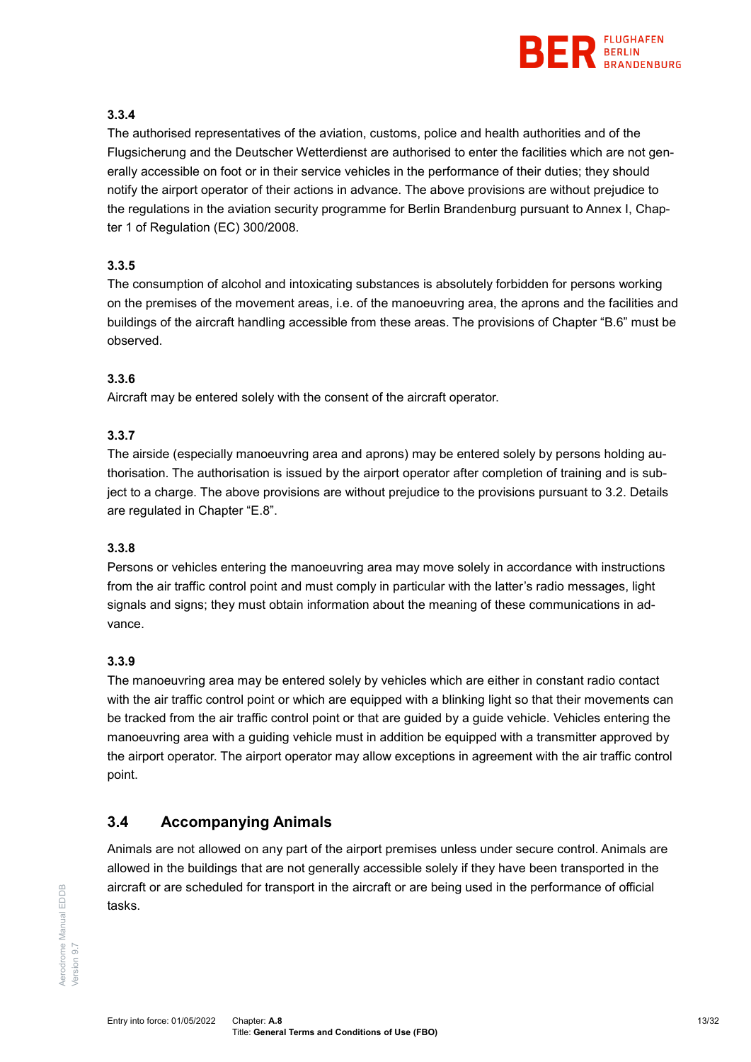#### 3.3.4

The authorised representatives of the aviation, customs, police and health authorities and of the Flugsicherung and the Deutscher Wetterdienst are authorised to enter the facilities which are not generally accessible on foot or in their service vehicles in the performance of their duties; they should notify the airport operator of their actions in advance. The above provisions are without prejudice to the regulations in the aviation security programme for Berlin Brandenburg pursuant to Annex I, Chapter 1 of Regulation (EC) 300/2008.

#### 3.3.5

The consumption of alcohol and intoxicating substances is absolutely forbidden for persons working on the premises of the movement areas, i.e. of the manoeuvring area, the aprons and the facilities and buildings of the aircraft handling accessible from these areas. The provisions of Chapter "B.6" must be observed.

#### 3.3.6

Aircraft may be entered solely with the consent of the aircraft operator.

#### 3.3.7

The airside (especially manoeuvring area and aprons) may be entered solely by persons holding authorisation. The authorisation is issued by the airport operator after completion of training and is subject to a charge. The above provisions are without prejudice to the provisions pursuant to 3.2. Details are regulated in Chapter "E.8".

#### 3.3.8

Persons or vehicles entering the manoeuvring area may move solely in accordance with instructions from the air traffic control point and must comply in particular with the latter's radio messages, light signals and signs; they must obtain information about the meaning of these communications in advance.

#### 3.3.9

The manoeuvring area may be entered solely by vehicles which are either in constant radio contact with the air traffic control point or which are equipped with a blinking light so that their movements can be tracked from the air traffic control point or that are guided by a guide vehicle. Vehicles entering the manoeuvring area with a guiding vehicle must in addition be equipped with a transmitter approved by the airport operator. The airport operator may allow exceptions in agreement with the air traffic control point.

## 3.4 Accompanying Animals

Animals are not allowed on any part of the airport premises unless under secure control. Animals are allowed in the buildings that are not generally accessible solely if they have been transported in the aircraft or are scheduled for transport in the aircraft or are being used in the performance of official tasks.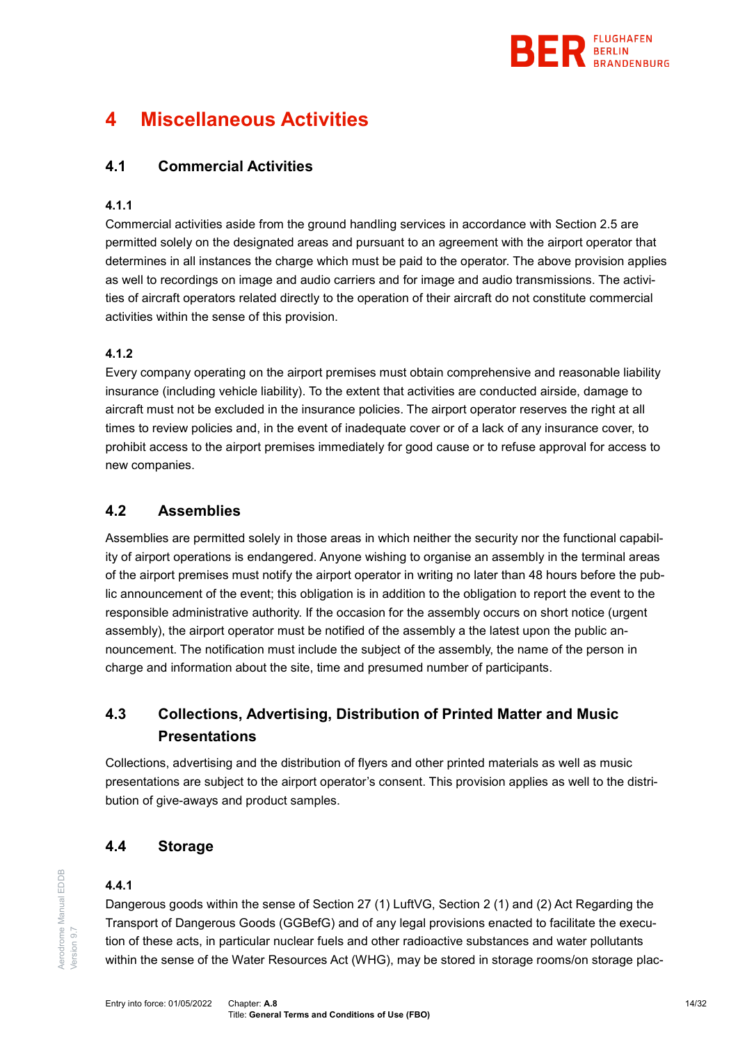# 4 Miscellaneous Activities

## 4.1 Commercial Activities

### 4.1.1

Commercial activities aside from the ground handling services in accordance with Section 2.5 are permitted solely on the designated areas and pursuant to an agreement with the airport operator that determines in all instances the charge which must be paid to the operator. The above provision applies as well to recordings on image and audio carriers and for image and audio transmissions. The activities of aircraft operators related directly to the operation of their aircraft do not constitute commercial activities within the sense of this provision.

### 4.1.2

Every company operating on the airport premises must obtain comprehensive and reasonable liability insurance (including vehicle liability). To the extent that activities are conducted airside, damage to aircraft must not be excluded in the insurance policies. The airport operator reserves the right at all times to review policies and, in the event of inadequate cover or of a lack of any insurance cover, to prohibit access to the airport premises immediately for good cause or to refuse approval for access to new companies.

## 4.2 Assemblies

Assemblies are permitted solely in those areas in which neither the security nor the functional capability of airport operations is endangered. Anyone wishing to organise an assembly in the terminal areas of the airport premises must notify the airport operator in writing no later than 48 hours before the public announcement of the event; this obligation is in addition to the obligation to report the event to the responsible administrative authority. If the occasion for the assembly occurs on short notice (urgent assembly), the airport operator must be notified of the assembly a the latest upon the public announcement. The notification must include the subject of the assembly, the name of the person in charge and information about the site, time and presumed number of participants.

## 4.3 Collections, Advertising, Distribution of Printed Matter and Music Presentations

Collections, advertising and the distribution of flyers and other printed materials as well as music presentations are subject to the airport operator's consent. This provision applies as well to the distribution of give-aways and product samples.

## 4.4 Storage

### 4.4.1

Dangerous goods within the sense of Section 27 (1) LuftVG, Section 2 (1) and (2) Act Regarding the Transport of Dangerous Goods (GGBefG) and of any legal provisions enacted to facilitate the execution of these acts, in particular nuclear fuels and other radioactive substances and water pollutants within the sense of the Water Resources Act (WHG), may be stored in storage rooms/on storage plac-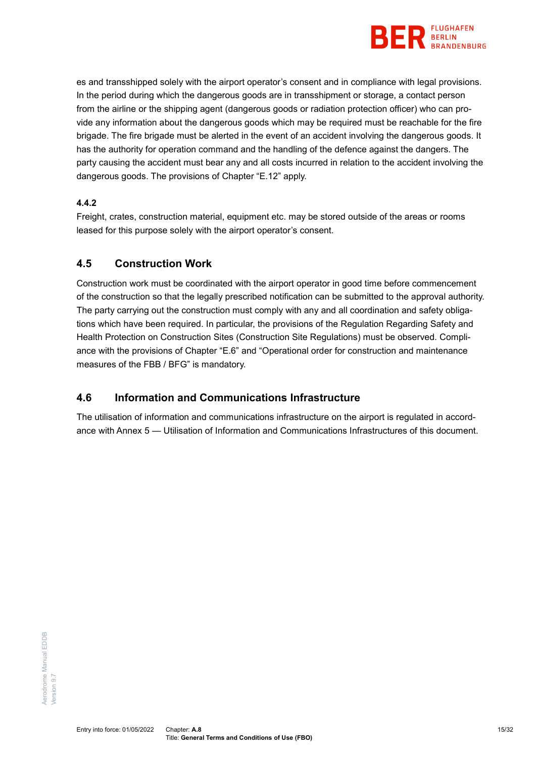es and transshipped solely with the airport operator's consent and in compliance with legal provisions. In the period during which the dangerous goods are in transshipment or storage, a contact person from the airline or the shipping agent (dangerous goods or radiation protection officer) who can provide any information about the dangerous goods which may be required must be reachable for the fire brigade. The fire brigade must be alerted in the event of an accident involving the dangerous goods. It has the authority for operation command and the handling of the defence against the dangers. The party causing the accident must bear any and all costs incurred in relation to the accident involving the dangerous goods. The provisions of Chapter "E.12" apply.

**4.4.2**

Freight, crates, construction material, equipment etc. may be stored outside of the areas or rooms leased for this purpose solely with the airport operator's consent.

## 4.5 Construction Work

Construction work must be coordinated with the airport operator in good time before commencement of the construction so that the legally prescribed notification can be submitted to the approval authority. The party carrying out the construction must comply with any and all coordination and safety obligations which have been required. In particular, the provisions of the Regulation Regarding Safety and Health Protection on Construction Sites (Construction Site Regulations) must be observed. Compliance with the provisions of Chapter "E.6" and "Operational order for construction and maintenance measures of the FBB / BFG" is mandatory.

## 4.6 Information and Communications Infrastructure

The utilisation of information and communications infrastructure on the airport is regulated in accordance with Annex 5 — Utilisation of Information and Communications Infrastructures of this document.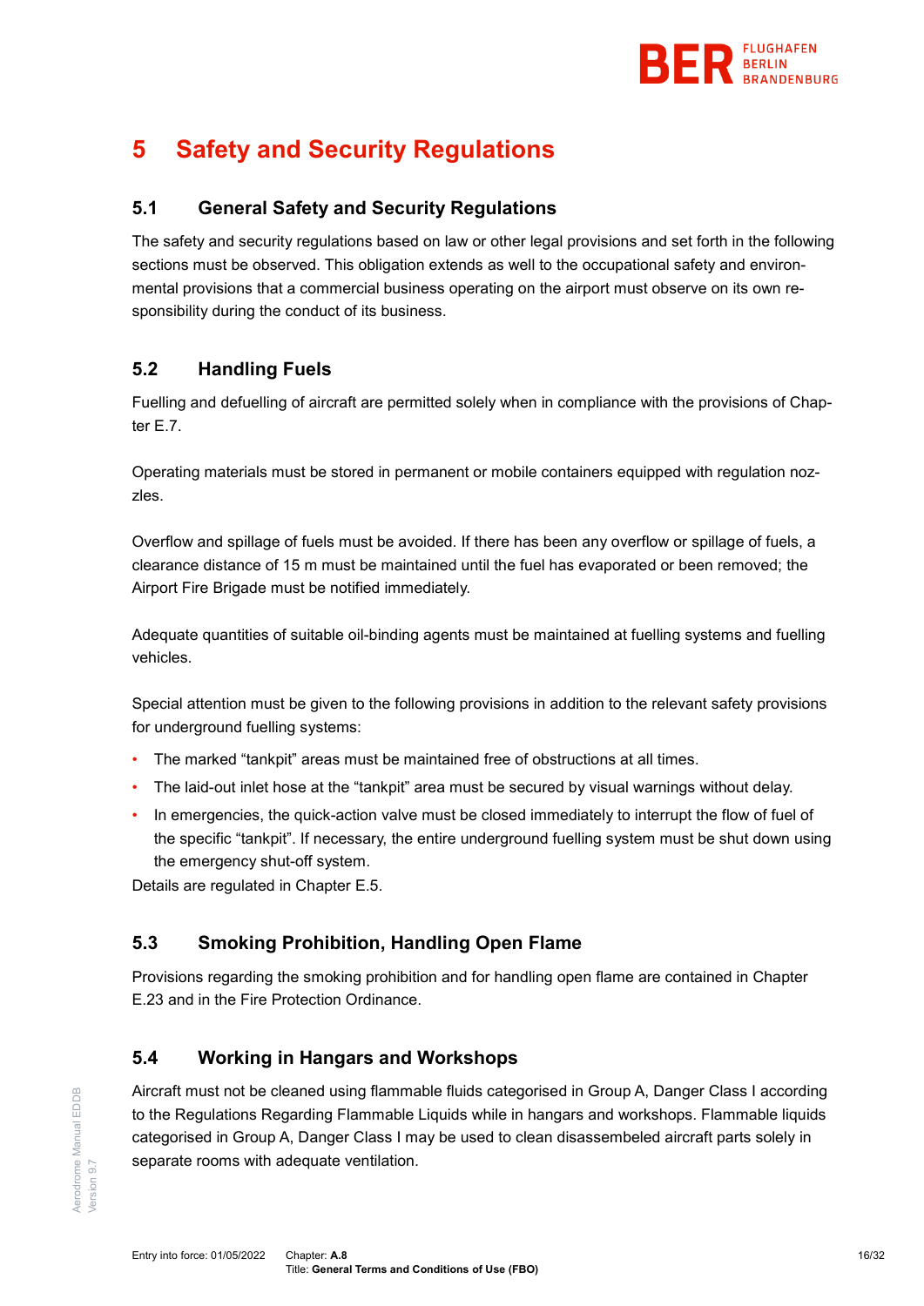# 5 Safety and Security Regulations

## 5.1 General Safety and Security Regulations

The safety and security regulations based on law or other legal provisions and set forth in the following sections must be observed. This obligation extends as well to the occupational safety and environmental provisions that a commercial business operating on the airport must observe on its own responsibility during the conduct of its business.

## 5.2 Handling Fuels

Fuelling and defuelling of aircraft are permitted solely when in compliance with the provisions of Chapter E.7.

Operating materials must be stored in permanent or mobile containers equipped with regulation nozzles.

Overflow and spillage of fuels must be avoided. If there has been any overflow or spillage of fuels, a clearance distance of 15 m must be maintained until the fuel has evaporated or been removed; the Airport Fire Brigade must be notified immediately.

Adequate quantities of suitable oil-binding agents must be maintained at fuelling systems and fuelling vehicles.

Special attention must be given to the following provisions in addition to the relevant safety provisions for underground fuelling systems:

- The marked "tankpit" areas must be maintained free of obstructions at all times.
- The laid-out inlet hose at the "tankpit" area must be secured by visual warnings without delay.
- In emergencies, the quick-action valve must be closed immediately to interrupt the flow of fuel of the specific "tankpit". If necessary, the entire underground fuelling system must be shut down using the emergency shut-off system.

Details are regulated in Chapter E.5.

## 5.3 Smoking Prohibition, Handling Open Flame

Provisions regarding the smoking prohibition and for handling open flame are contained in Chapter E.23 and in the Fire Protection Ordinance.

## 5.4 Working in Hangars and Workshops

Aircraft must not be cleaned using flammable fluids categorised in Group A, Danger Class I according to the Regulations Regarding Flammable Liquids while in hangars and workshops. Flammable liquids categorised in Group A, Danger Class I may be used to clean disassembeled aircraft parts solely in separate rooms with adequate ventilation.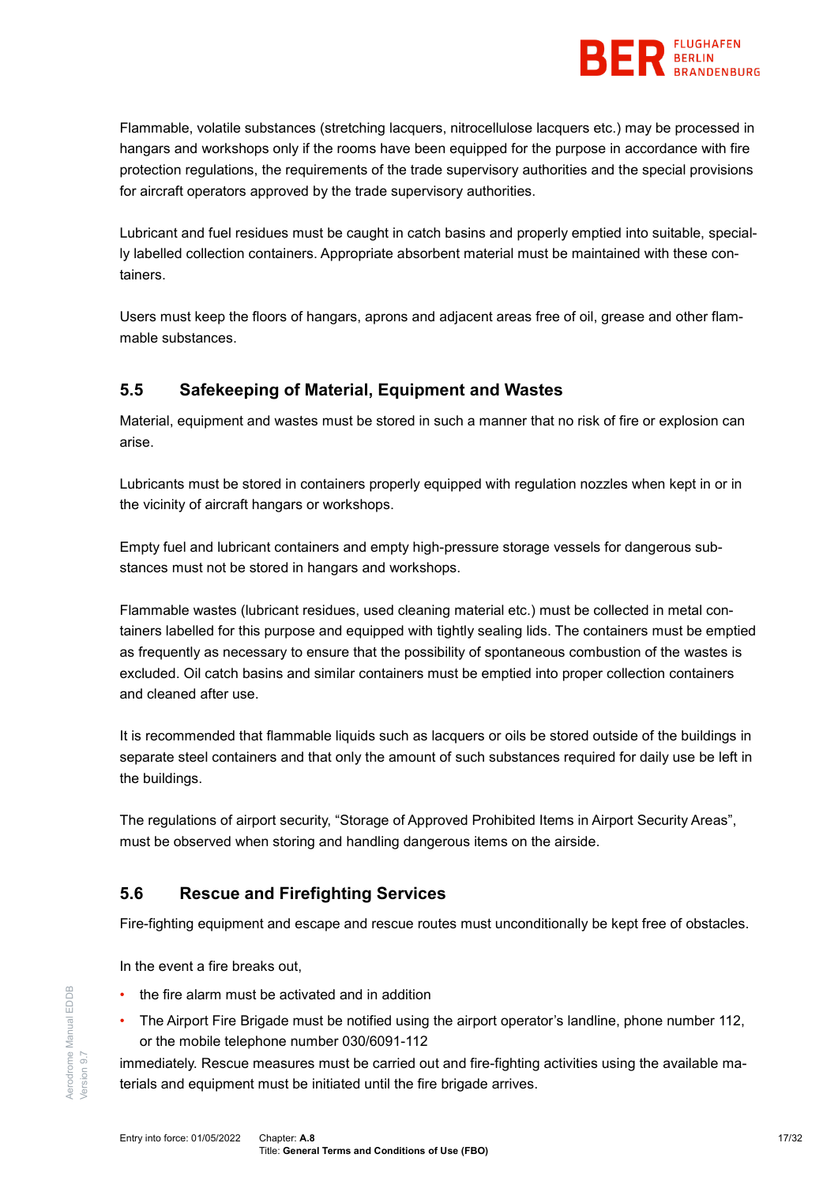Flammable, volatile substances (stretching lacquers, nitrocellulose lacquers etc.) may be processed in hangars and workshops only if the rooms have been equipped for the purpose in accordance with fire protection regulations, the requirements of the trade supervisory authorities and the special provisions for aircraft operators approved by the trade supervisory authorities.

Lubricant and fuel residues must be caught in catch basins and properly emptied into suitable, specially labelled collection containers. Appropriate absorbent material must be maintained with these containers.

Users must keep the floors of hangars, aprons and adjacent areas free of oil, grease and other flammable substances.

## 5.5 Safekeeping of Material, Equipment and Wastes

Material, equipment and wastes must be stored in such a manner that no risk of fire or explosion can arise.

Lubricants must be stored in containers properly equipped with regulation nozzles when kept in or in the vicinity of aircraft hangars or workshops.

Empty fuel and lubricant containers and empty high-pressure storage vessels for dangerous substances must not be stored in hangars and workshops.

Flammable wastes (lubricant residues, used cleaning material etc.) must be collected in metal containers labelled for this purpose and equipped with tightly sealing lids. The containers must be emptied as frequently as necessary to ensure that the possibility of spontaneous combustion of the wastes is excluded. Oil catch basins and similar containers must be emptied into proper collection containers and cleaned after use.

It is recommended that flammable liquids such as lacquers or oils be stored outside of the buildings in separate steel containers and that only the amount of such substances required for daily use be left in the buildings.

The regulations of airport security, “Storage of Approved Prohibited Items in Airport Security Areas”, must be observed when storing and handling dangerous items on the airside.

## 5.6 Rescue and Firefighting Services

Fire-fighting equipment and escape and rescue routes must unconditionally be kept free of obstacles.

In the event a fire breaks out,

- the fire alarm must be activated and in addition
- The Airport Fire Brigade must be notified using the airport operator’s landline, phone number 112, or the mobile telephone number 030/6091-112

immediately. Rescue measures must be carried out and fire-fighting activities using the available materials and equipment must be initiated until the fire brigade arrives.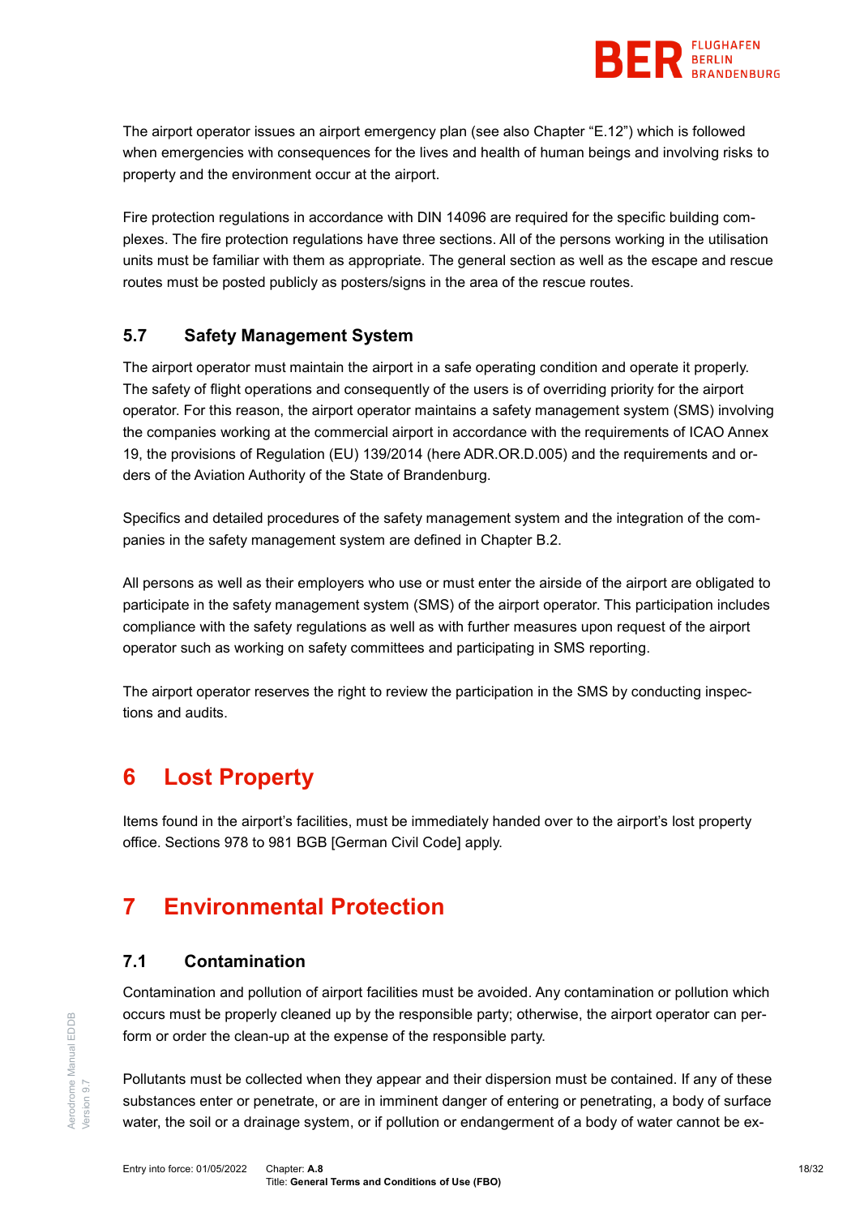The airport operator issues an airport emergency plan (see also Chapter "E.12") which is followed when emergencies with consequences for the lives and health of human beings and involving risks to property and the environment occur at the airport.

Fire protection regulations in accordance with DIN 14096 are required for the specific building complexes. The fire protection regulations have three sections. All of the persons working in the utilisation units must be familiar with them as appropriate. The general section as well as the escape and rescue routes must be posted publicly as posters/signs in the area of the rescue routes.

### 5.7 Safety Management System

The airport operator must maintain the airport in a safe operating condition and operate it properly. The safety of flight operations and consequently of the users is of overriding priority for the airport operator. For this reason, the airport operator maintains a safety management system (SMS) involving the companies working at the commercial airport in accordance with the requirements of ICAO Annex 19, the provisions of Regulation (EU) 139/2014 (here ADR.OR.D.005) and the requirements and orders of the Aviation Authority of the State of Brandenburg.

Specifics and detailed procedures of the safety management system and the integration of the companies in the safety management system are defined in Chapter B.2.

All persons as well as their employers who use or must enter the airside of the airport are obligated to participate in the safety management system (SMS) of the airport operator. This participation includes compliance with the safety regulations as well as with further measures upon request of the airport operator such as working on safety committees and participating in SMS reporting.

The airport operator reserves the right to review the participation in the SMS by conducting inspections and audits.

## 6 Lost Property

Items found in the airport's facilities, must be immediately handed over to the airport's lost property office. Sections 978 to 981 BGB [German Civil Code] apply.

## 7 Environmental Protection

### 7.1 Contamination

Contamination and pollution of airport facilities must be avoided. Any contamination or pollution which occurs must be properly cleaned up by the responsible party; otherwise, the airport operator can perform or order the clean-up at the expense of the responsible party.

Pollutants must be collected when they appear and their dispersion must be contained. If any of these substances enter or penetrate, or are in imminent danger of entering or penetrating, a body of surface water, the soil or a drainage system, or if pollution or endangerment of a body of water cannot be ex-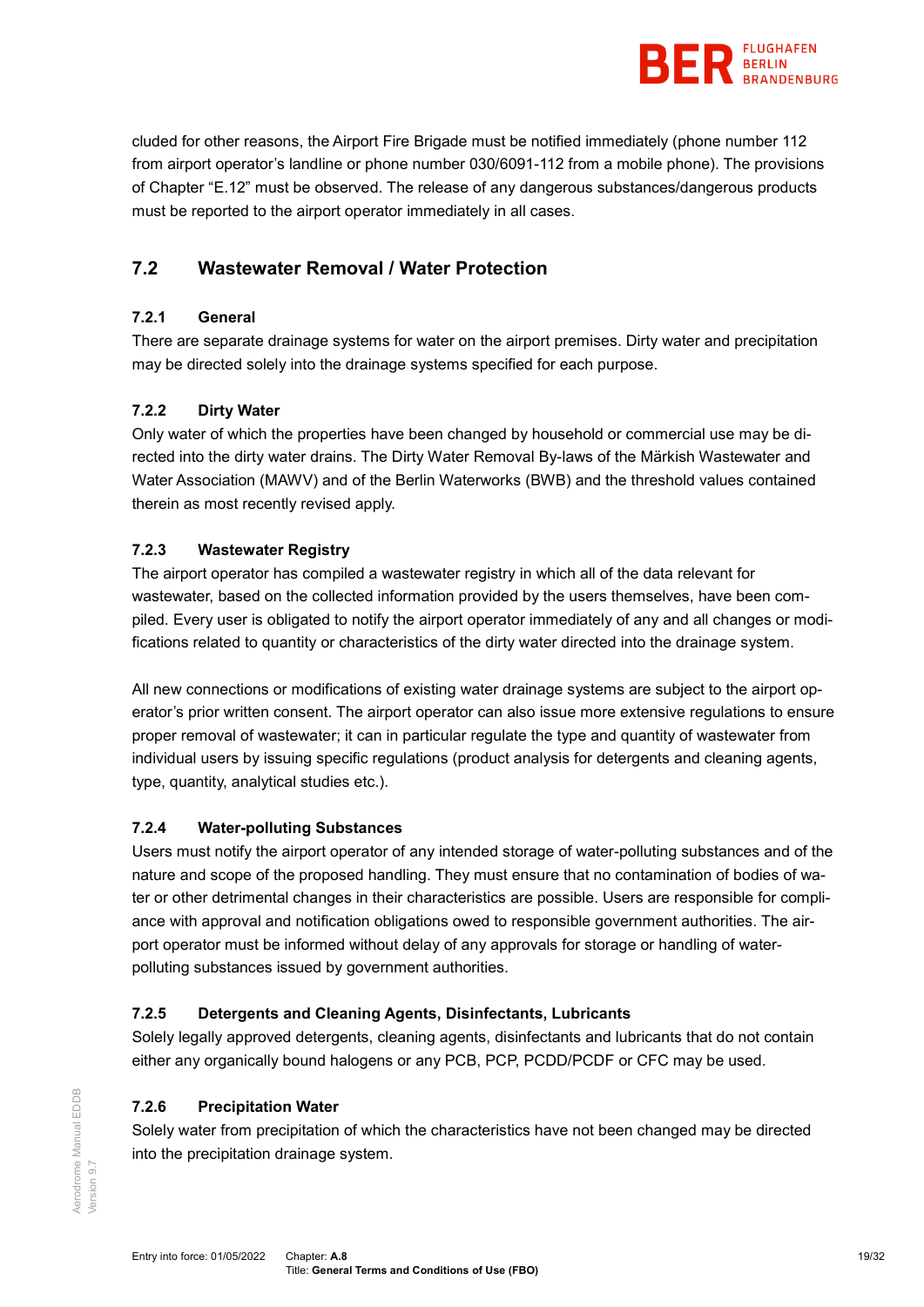cluded for other reasons, the Airport Fire Brigade must be notified immediately (phone number 112 from airport operator's landline or phone number 030/6091-112 from a mobile phone). The provisions of Chapter "E.12" must be observed. The release of any dangerous substances/dangerous products must be reported to the airport operator immediately in all cases.

## 7.2 Wastewater Removal / Water Protection

### 7.2.1 General

There are separate drainage systems for water on the airport premises. Dirty water and precipitation may be directed solely into the drainage systems specified for each purpose.

### 7.2.2 Dirty Water

Only water of which the properties have been changed by household or commercial use may be directed into the dirty water drains. The Dirty Water Removal By-laws of the Märkish Wastewater and Water Association (MAWV) and of the Berlin Waterworks (BWB) and the threshold values contained therein as most recently revised apply.

### 7.2.3 Wastewater Registry

The airport operator has compiled a wastewater registry in which all of the data relevant for wastewater, based on the collected information provided by the users themselves, have been compiled. Every user is obligated to notify the airport operator immediately of any and all changes or modifications related to quantity or characteristics of the dirty water directed into the drainage system.

All new connections or modifications of existing water drainage systems are subject to the airport operator's prior written consent. The airport operator can also issue more extensive regulations to ensure proper removal of wastewater; it can in particular regulate the type and quantity of wastewater from individual users by issuing specific regulations (product analysis for detergents and cleaning agents, type, quantity, analytical studies etc.).

### 7.2.4 Water-polluting Substances

Users must notify the airport operator of any intended storage of water-polluting substances and of the nature and scope of the proposed handling. They must ensure that no contamination of bodies of water or other detrimental changes in their characteristics are possible. Users are responsible for compliance with approval and notification obligations owed to responsible government authorities. The airport operator must be informed without delay of any approvals for storage or handling of water-polluting substances issued by government authorities.

### 7.2.5 Detergents and Cleaning Agents, Disinfectants, Lubricants

Solely legally approved detergents, cleaning agents, disinfectants and lubricants that do not contain either any organically bound halogens or any PCB, PCP, PCDD/PCDF or CFC may be used.

### 7.2.6 Precipitation Water

Solely water from precipitation of which the characteristics have not been changed may be directed into the precipitation drainage system.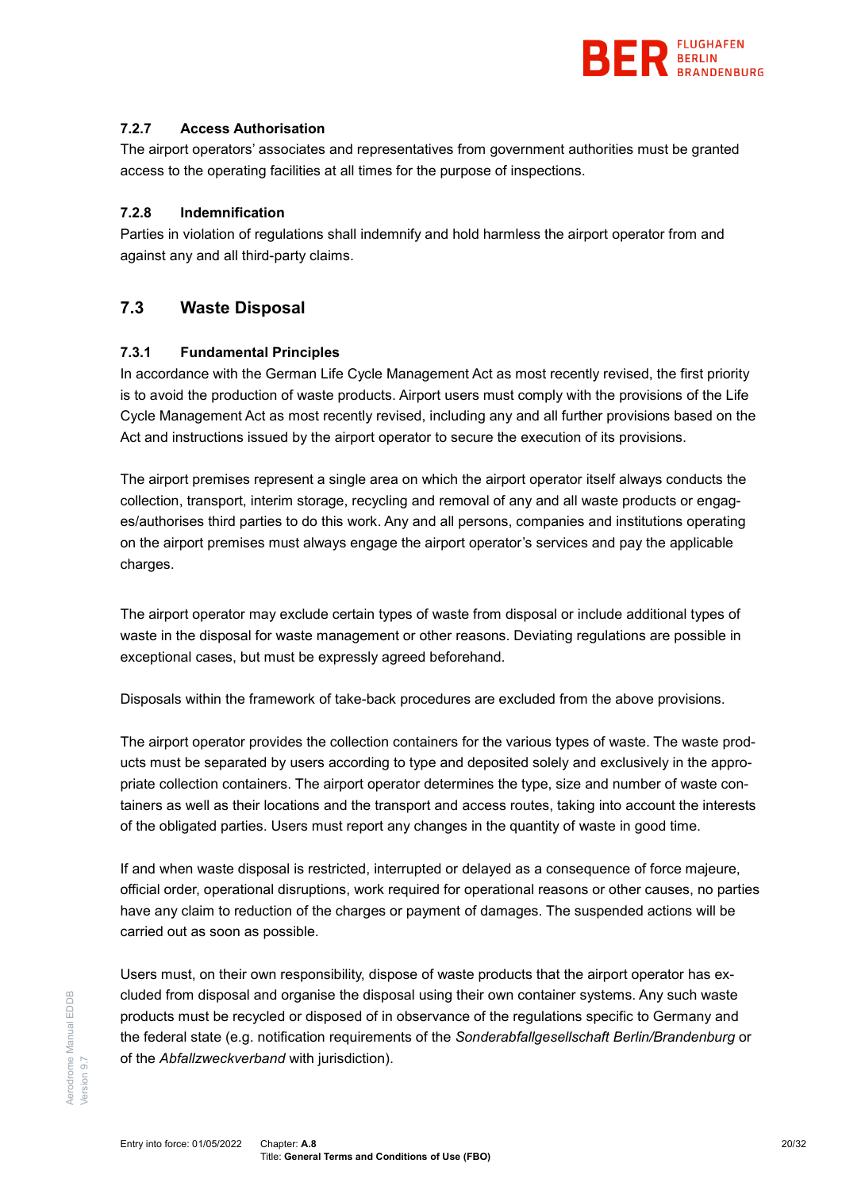### 7.2.7 Access Authorisation

The airport operators' associates and representatives from government authorities must be granted access to the operating facilities at all times for the purpose of inspections.

### 7.2.8 Indemnification

Parties in violation of regulations shall indemnify and hold harmless the airport operator from and against any and all third-party claims.

## 7.3 Waste Disposal

### 7.3.1 Fundamental Principles

In accordance with the German Life Cycle Management Act as most recently revised, the first priority is to avoid the production of waste products. Airport users must comply with the provisions of the Life Cycle Management Act as most recently revised, including any and all further provisions based on the Act and instructions issued by the airport operator to secure the execution of its provisions.

The airport premises represent a single area on which the airport operator itself always conducts the collection, transport, interim storage, recycling and removal of any and all waste products or engages/authorises third parties to do this work. Any and all persons, companies and institutions operating on the airport premises must always engage the airport operator's services and pay the applicable charges.

The airport operator may exclude certain types of waste from disposal or include additional types of waste in the disposal for waste management or other reasons. Deviating regulations are possible in exceptional cases, but must be expressly agreed beforehand.

Disposals within the framework of take-back procedures are excluded from the above provisions.

The airport operator provides the collection containers for the various types of waste. The waste products must be separated by users according to type and deposited solely and exclusively in the appropriate collection containers. The airport operator determines the type, size and number of waste containers as well as their locations and the transport and access routes, taking into account the interests of the obligated parties. Users must report any changes in the quantity of waste in good time.

If and when waste disposal is restricted, interrupted or delayed as a consequence of force majeure, official order, operational disruptions, work required for operational reasons or other causes, no parties have any claim to reduction of the charges or payment of damages. The suspended actions will be carried out as soon as possible.

Users must, on their own responsibility, dispose of waste products that the airport operator has excluded from disposal and organise the disposal using their own container systems. Any such waste products must be recycled or disposed of in observance of the regulations specific to Germany and the federal state (e.g. notification requirements of the *Sonderabfallgesellschaft Berlin/Brandenburg* or of the *Abfallzweckverband* with jurisdiction).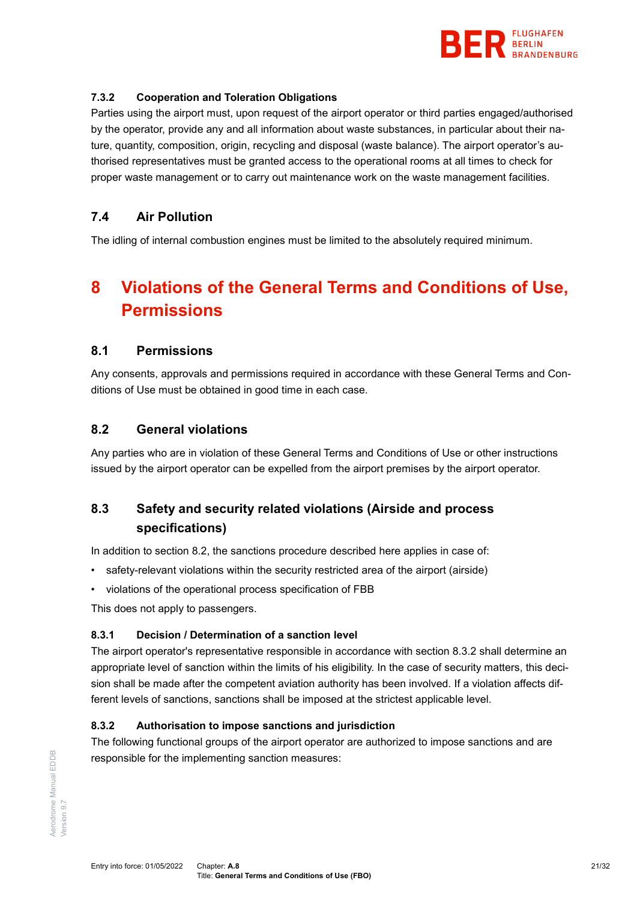#### 7.3.2 Cooperation and Toleration Obligations

Parties using the airport must, upon request of the airport operator or third parties engaged/authorised by the operator, provide any and all information about waste substances, in particular about their nature, quantity, composition, origin, recycling and disposal (waste balance). The airport operator's authorised representatives must be granted access to the operational rooms at all times to check for proper waste management or to carry out maintenance work on the waste management facilities.

### 7.4 Air Pollution

The idling of internal combustion engines must be limited to the absolutely required minimum.

# 8 Violations of the General Terms and Conditions of Use, Permissions

## 8.1 Permissions

Any consents, approvals and permissions required in accordance with these General Terms and Conditions of Use must be obtained in good time in each case.

## 8.2 General violations

Any parties who are in violation of these General Terms and Conditions of Use or other instructions issued by the airport operator can be expelled from the airport premises by the airport operator.

## 8.3 Safety and security related violations (Airside and process specifications)

In addition to section 8.2, the sanctions procedure described here applies in case of:

- safety-relevant violations within the security restricted area of the airport (airside)
- violations of the operational process specification of FBB

This does not apply to passengers.

#### 8.3.1 Decision / Determination of a sanction level

The airport operator's representative responsible in accordance with section 8.3.2 shall determine an appropriate level of sanction within the limits of his eligibility. In the case of security matters, this decision shall be made after the competent aviation authority has been involved. If a violation affects different levels of sanctions, sanctions shall be imposed at the strictest applicable level.

#### 8.3.2 Authorisation to impose sanctions and jurisdiction

The following functional groups of the airport operator are authorized to impose sanctions and are responsible for the implementing sanction measures: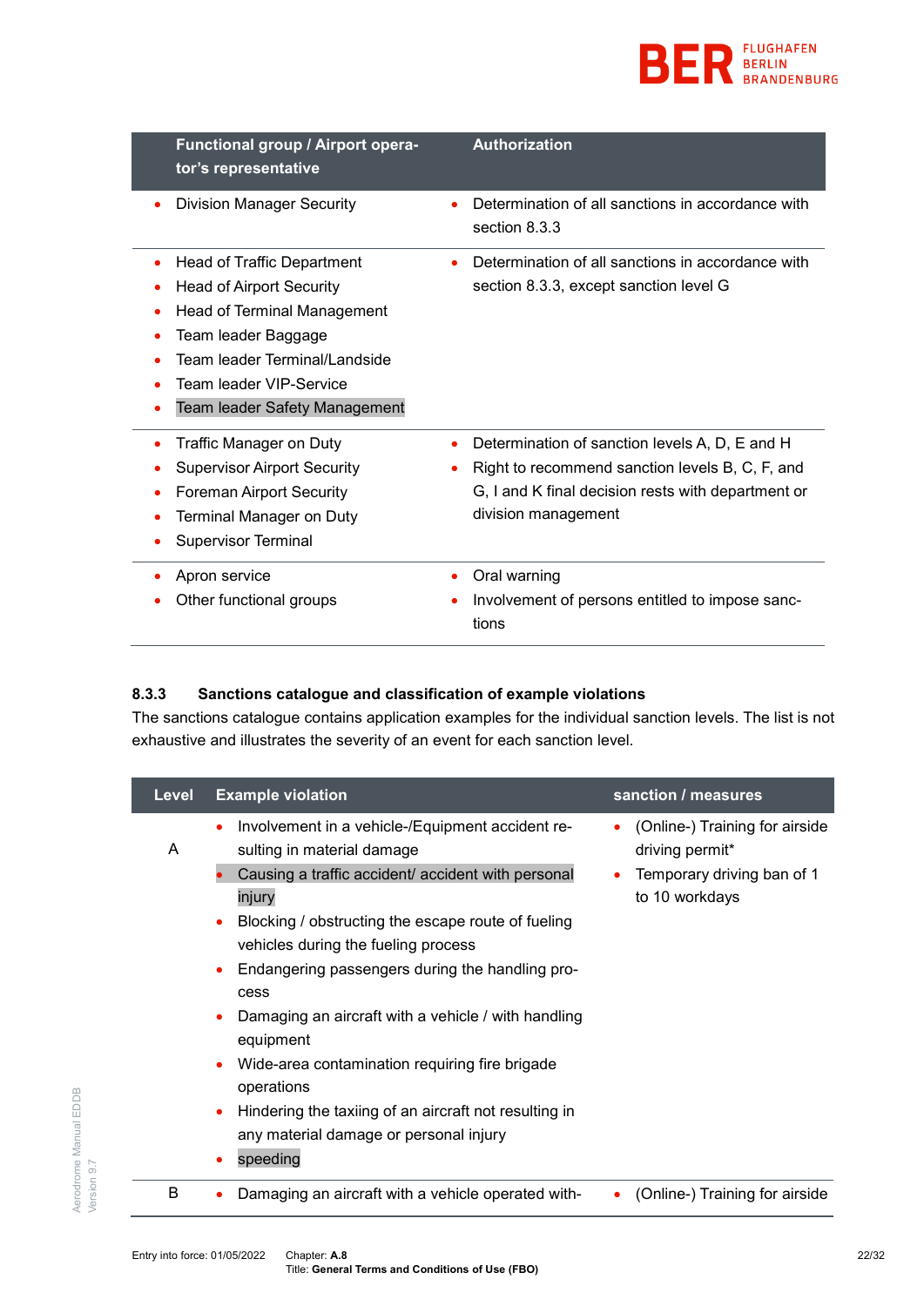| Functional group / Airport operator's representative | Authorization |
|---|---|
| • Division Manager Security | • Determination of all sanctions in accordance with section 8.3.3 |
| • Head of Traffic Department<br>• Head of Airport Security<br>• Head of Terminal Management<br>• Team leader Baggage<br>• Team leader Terminal/Landside<br>• Team leader VIP-Service<br>• Team leader Safety Management | • Determination of all sanctions in accordance with section 8.3.3, except sanction level G |
| • Traffic Manager on Duty<br>• Supervisor Airport Security<br>• Foreman Airport Security<br>• Terminal Manager on Duty<br>• Supervisor Terminal | • Determination of sanction levels A, D, E and H<br>• Right to recommend sanction levels B, C, F, and G, I and K final decision rests with department or division management |
| • Apron service<br>• Other functional groups | • Oral warning<br>• Involvement of persons entitled to impose sanctions |

### 8.3.3 Sanctions catalogue and classification of example violations

The sanctions catalogue contains application examples for the individual sanction levels. The list is not exhaustive and illustrates the severity of an event for each sanction level.

| Level | Example violation | sanction / measures |
|---|---|---|
| A | • Involvement in a vehicle-/Equipment accident resulting in material damage<br>• Causing a traffic accident/ accident with personal injury<br>• Blocking / obstructing the escape route of fueling vehicles during the fueling process<br>• Endangering passengers during the handling process<br>• Damaging an aircraft with a vehicle / with handling equipment<br>• Wide-area contamination requiring fire brigade operations<br>• Hindering the taxiing of an aircraft not resulting in any material damage or personal injury<br>• speeding | • (Online-) Training for airside driving permit*<br>• Temporary driving ban of 1 to 10 workdays |
| B | • Damaging an aircraft with a vehicle operated with- | • (Online-) Training for airside |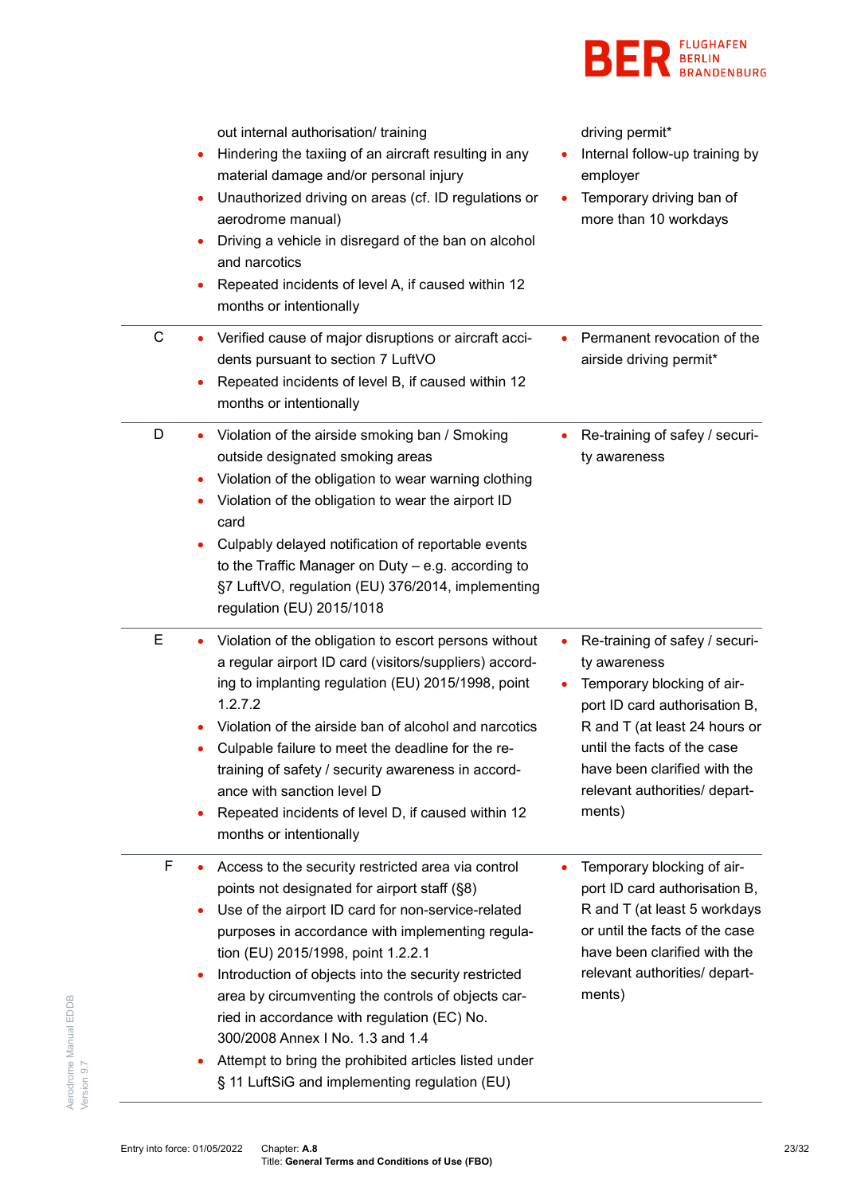| | | |
|---|---|---|
| | out internal authorisation/ training<br>• Hindering the taxiing of an aircraft resulting in any material damage and/or personal injury<br>• Unauthorized driving on areas (cf. ID regulations or aerodrome manual)<br>• Driving a vehicle in disregard of the ban on alcohol and narcotics<br>• Repeated incidents of level A, if caused within 12 months or intentionally | driving permit*<br>• Internal follow-up training by employer<br>• Temporary driving ban of more than 10 workdays |
| C | • Verified cause of major disruptions or aircraft accidents pursuant to section 7 LuftVO<br>• Repeated incidents of level B, if caused within 12 months or intentionally | • Permanent revocation of the airside driving permit* |
| D | • Violation of the airside smoking ban / Smoking outside designated smoking areas<br>• Violation of the obligation to wear warning clothing<br>• Violation of the obligation to wear the airport ID card<br>• Culpably delayed notification of reportable events to the Traffic Manager on Duty – e.g. according to §7 LuftVO, regulation (EU) 376/2014, implementing regulation (EU) 2015/1018 | • Re-training of safey / security awareness |
| E | • Violation of the obligation to escort persons without a regular airport ID card (visitors/suppliers) according to implanting regulation (EU) 2015/1998, point 1.2.7.2<br>• Violation of the airside ban of alcohol and narcotics<br>• Culpable failure to meet the deadline for the re-training of safety / security awareness in accordance with sanction level D<br>• Repeated incidents of level D, if caused within 12 months or intentionally | • Re-training of safey / security awareness<br>• Temporary blocking of airport ID card authorisation B, R and T (at least 24 hours or until the facts of the case have been clarified with the relevant authorities/ departments) |
| F | • Access to the security restricted area via control points not designated for airport staff (§8)<br>• Use of the airport ID card for non-service-related purposes in accordance with implementing regulation (EU) 2015/1998, point 1.2.2.1<br>• Introduction of objects into the security restricted area by circumventing the controls of objects carried in accordance with regulation (EC) No. 300/2008 Annex I No. 1.3 and 1.4<br>• Attempt to bring the prohibited articles listed under § 11 LuftSiG and implementing regulation (EU) | • Temporary blocking of airport ID card authorisation B, R and T (at least 5 workdays or until the facts of the case have been clarified with the relevant authorities/ departments) |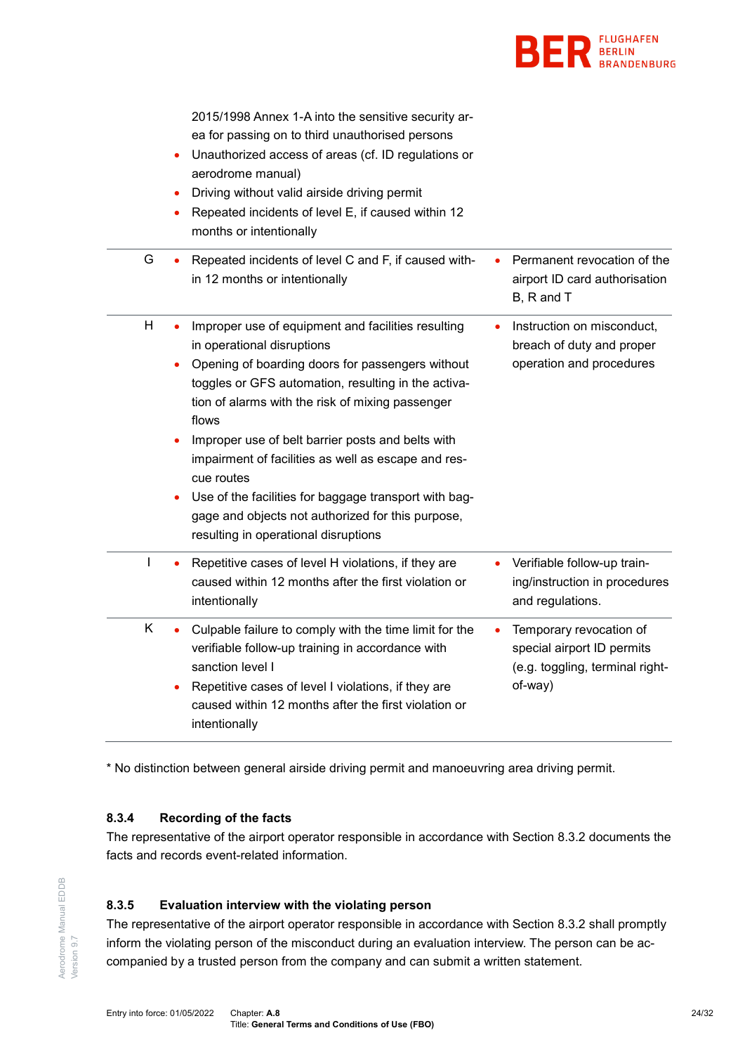| | | |
|---|---|---|
| | • 2015/1998 Annex 1-A into the sensitive security area for passing on to third unauthorised persons<br>• Unauthorized access of areas (cf. ID regulations or aerodrome manual)<br>• Driving without valid airside driving permit<br>• Repeated incidents of level E, if caused within 12 months or intentionally | |
| G | • Repeated incidents of level C and F, if caused within 12 months or intentionally | • Permanent revocation of the airport ID card authorisation B, R and T |
| H | • Improper use of equipment and facilities resulting in operational disruptions<br>• Opening of boarding doors for passengers without toggles or GFS automation, resulting in the activation of alarms with the risk of mixing passenger flows<br>• Improper use of belt barrier posts and belts with impairment of facilities as well as escape and rescue routes<br>• Use of the facilities for baggage transport with baggage and objects not authorized for this purpose, resulting in operational disruptions | • Instruction on misconduct, breach of duty and proper operation and procedures |
| I | • Repetitive cases of level H violations, if they are caused within 12 months after the first violation or intentionally | • Verifiable follow-up training/instruction in procedures and regulations. |
| K | • Culpable failure to comply with the time limit for the verifiable follow-up training in accordance with sanction level I<br>• Repetitive cases of level I violations, if they are caused within 12 months after the first violation or intentionally | • Temporary revocation of special airport ID permits (e.g. toggling, terminal right-of-way) |

* No distinction between general airside driving permit and manoeuvring area driving permit.

### 8.3.4 Recording of the facts

The representative of the airport operator responsible in accordance with Section 8.3.2 documents the facts and records event-related information.

### 8.3.5 Evaluation interview with the violating person

The representative of the airport operator responsible in accordance with Section 8.3.2 shall promptly inform the violating person of the misconduct during an evaluation interview. The person can be accompanied by a trusted person from the company and can submit a written statement.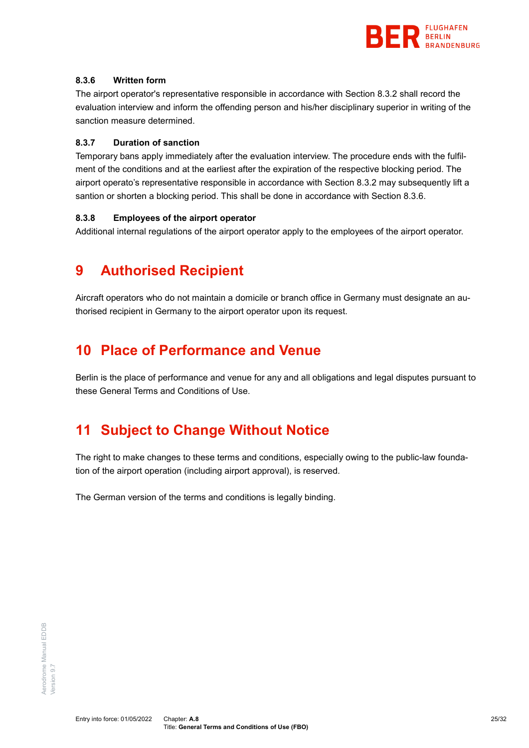### 8.3.6 Written form

The airport operator's representative responsible in accordance with Section 8.3.2 shall record the evaluation interview and inform the offending person and his/her disciplinary superior in writing of the sanction measure determined.

### 8.3.7 Duration of sanction

Temporary bans apply immediately after the evaluation interview. The procedure ends with the fulfilment of the conditions and at the earliest after the expiration of the respective blocking period. The airport operato's representative responsible in accordance with Section 8.3.2 may subsequently lift a santion or shorten a blocking period. This shall be done in accordance with Section 8.3.6.

### 8.3.8 Employees of the airport operator

Additional internal regulations of the airport operator apply to the employees of the airport operator.

# 9 Authorised Recipient

Aircraft operators who do not maintain a domicile or branch office in Germany must designate an authorised recipient in Germany to the airport operator upon its request.

# 10 Place of Performance and Venue

Berlin is the place of performance and venue for any and all obligations and legal disputes pursuant to these General Terms and Conditions of Use.

# 11 Subject to Change Without Notice

The right to make changes to these terms and conditions, especially owing to the public-law foundation of the airport operation (including airport approval), is reserved.

The German version of the terms and conditions is legally binding.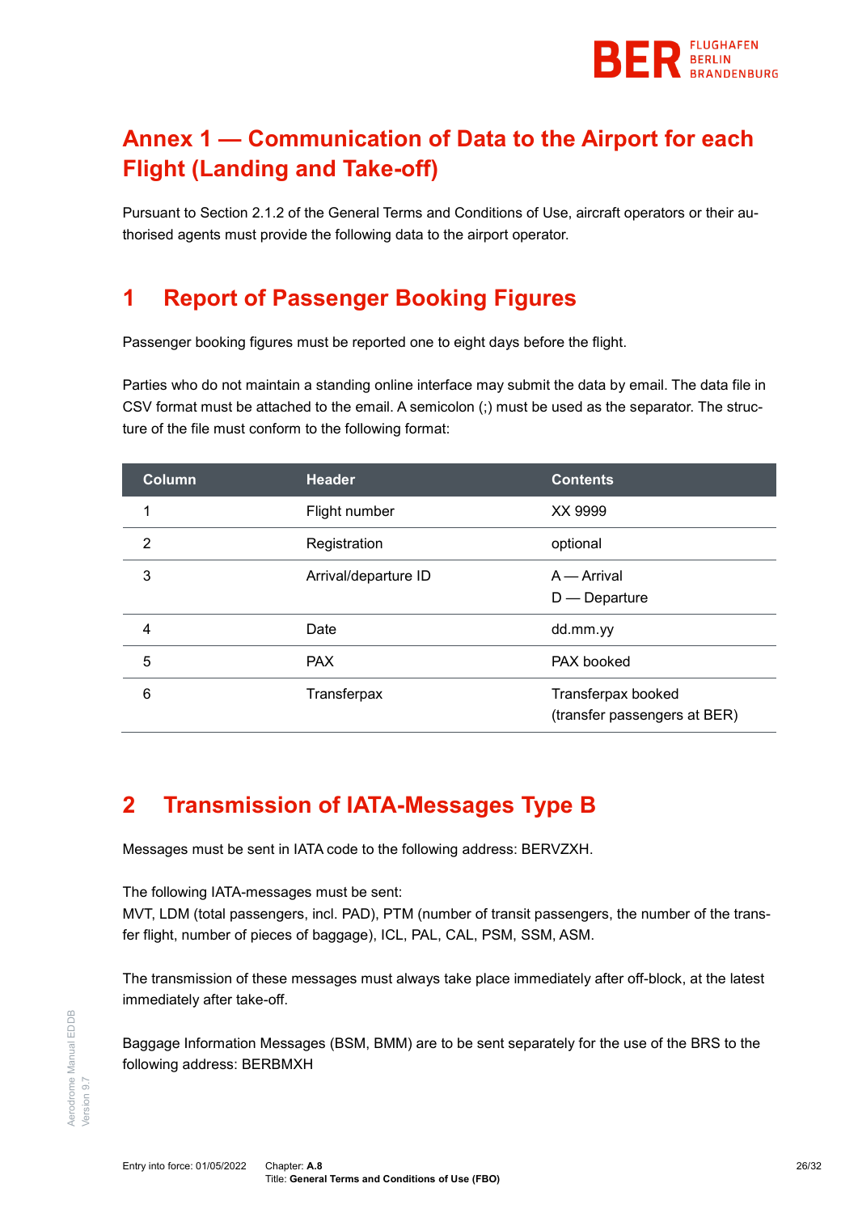# Annex 1 — Communication of Data to the Airport for each Flight (Landing and Take-off)

Pursuant to Section 2.1.2 of the General Terms and Conditions of Use, aircraft operators or their authorised agents must provide the following data to the airport operator.

## 1 Report of Passenger Booking Figures

Passenger booking figures must be reported one to eight days before the flight.

Parties who do not maintain a standing online interface may submit the data by email. The data file in CSV format must be attached to the email. A semicolon (;) must be used as the separator. The structure of the file must conform to the following format:

| Column | Header | Contents |
|---|---|---|
| 1 | Flight number | XX 9999 |
| 2 | Registration | optional |
| 3 | Arrival/departure ID | A — Arrival<br>D — Departure |
| 4 | Date | dd.mm.yy |
| 5 | PAX | PAX booked |
| 6 | Transferpax | Transferpax booked<br>(transfer passengers at BER) |

## 2 Transmission of IATA-Messages Type B

Messages must be sent in IATA code to the following address: BERVZXH.

The following IATA-messages must be sent:
MVT, LDM (total passengers, incl. PAD), PTM (number of transit passengers, the number of the transfer flight, number of pieces of baggage), ICL, PAL, CAL, PSM, SSM, ASM.

The transmission of these messages must always take place immediately after off-block, at the latest immediately after take-off.

Baggage Information Messages (BSM, BMM) are to be sent separately for the use of the BRS to the following address: BERBMXH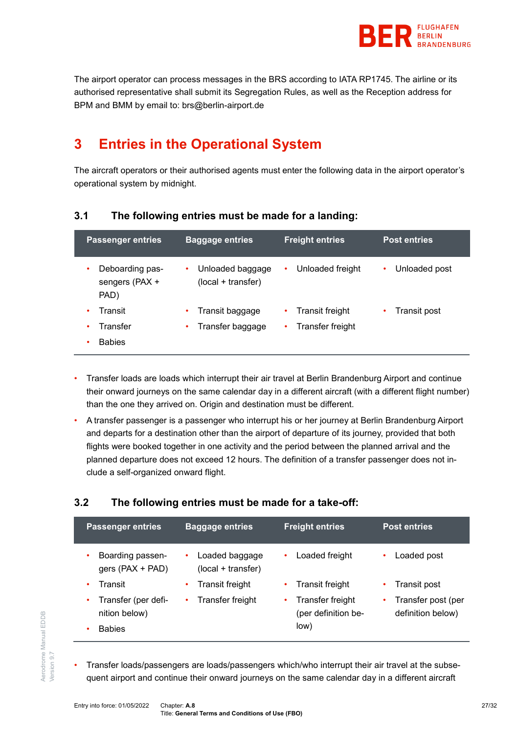The airport operator can process messages in the BRS according to IATA RP1745. The airline or its authorised representative shall submit its Segregation Rules, as well as the Reception address for BPM and BMM by email to: brs@berlin-airport.de

# 3 Entries in the Operational System

The aircraft operators or their authorised agents must enter the following data in the airport operator's operational system by midnight.

## 3.1 The following entries must be made for a landing:

| Passenger entries | Baggage entries | Freight entries | Post entries |
|---|---|---|---|
| • Deboarding passengers (PAX + PAD)<br>• Transit<br>• Transfer<br>• Babies | • Unloaded baggage (local + transfer)<br>• Transit baggage<br>• Transfer baggage | • Unloaded freight<br>• Transit freight<br>• Transfer freight | • Unloaded post<br>• Transit post |

- Transfer loads are loads which interrupt their air travel at Berlin Brandenburg Airport and continue their onward journeys on the same calendar day in a different aircraft (with a different flight number) than the one they arrived on. Origin and destination must be different.
- A transfer passenger is a passenger who interrupt his or her journey at Berlin Brandenburg Airport and departs for a destination other than the airport of departure of its journey, provided that both flights were booked together in one activity and the period between the planned arrival and the planned departure does not exceed 12 hours. The definition of a transfer passenger does not include a self-organized onward flight.

## 3.2 The following entries must be made for a take-off:

| Passenger entries | Baggage entries | Freight entries | Post entries |
|---|---|---|---|
| • Boarding passengers (PAX + PAD)<br>• Transit<br>• Transfer (per definition below)<br>• Babies | • Loaded baggage (local + transfer)<br>• Transit freight<br>• Transfer freight | • Loaded freight<br>• Transit freight<br>• Transfer freight (per definition below) | • Loaded post<br>• Transit post<br>• Transfer post (per definition below) |

- Transfer loads/passengers are loads/passengers which/who interrupt their air travel at the subsequent airport and continue their onward journeys on the same calendar day in a different aircraft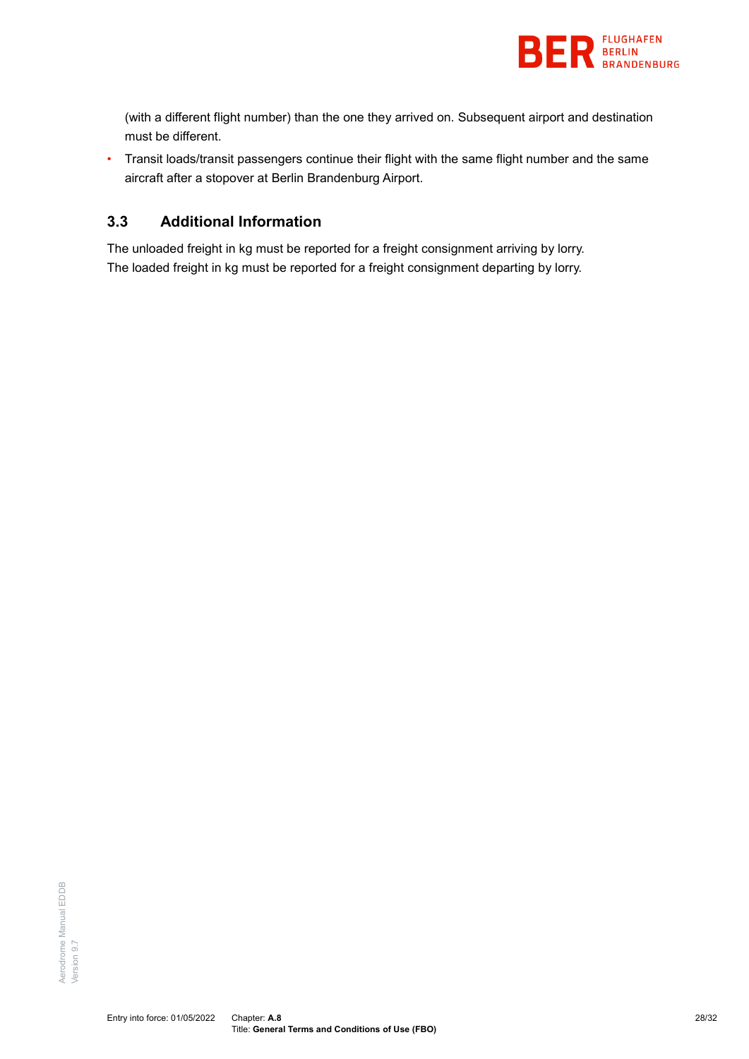(with a different flight number) than the one they arrived on. Subsequent airport and destination must be different.

- Transit loads/transit passengers continue their flight with the same flight number and the same aircraft after a stopover at Berlin Brandenburg Airport.

## 3.3 Additional Information

The unloaded freight in kg must be reported for a freight consignment arriving by lorry.
The loaded freight in kg must be reported for a freight consignment departing by lorry.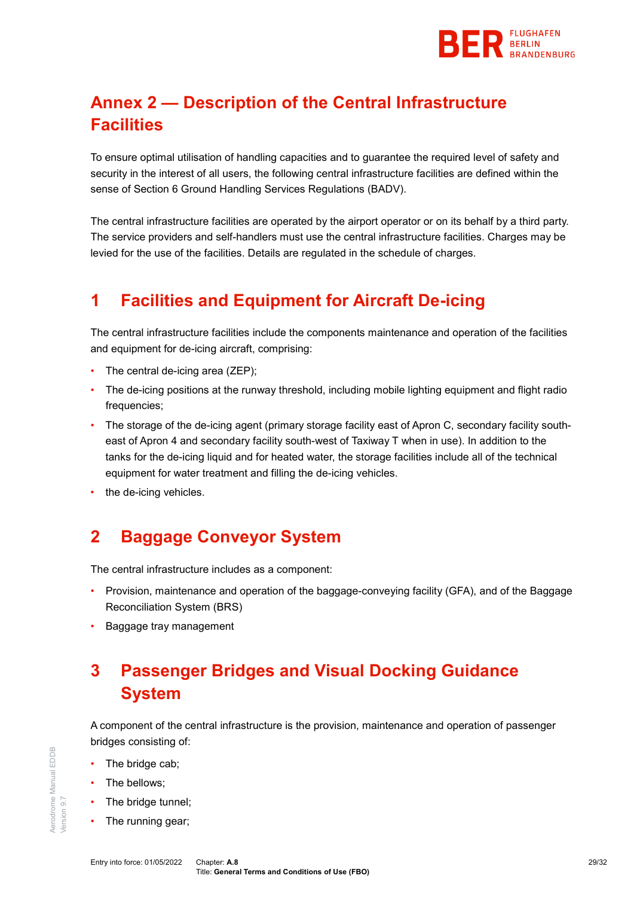# Annex 2 — Description of the Central Infrastructure Facilities

To ensure optimal utilisation of handling capacities and to guarantee the required level of safety and security in the interest of all users, the following central infrastructure facilities are defined within the sense of Section 6 Ground Handling Services Regulations (BADV).

The central infrastructure facilities are operated by the airport operator or on its behalf by a third party. The service providers and self-handlers must use the central infrastructure facilities. Charges may be levied for the use of the facilities. Details are regulated in the schedule of charges.

## 1 Facilities and Equipment for Aircraft De-icing

The central infrastructure facilities include the components maintenance and operation of the facilities and equipment for de-icing aircraft, comprising:

- The central de-icing area (ZEP);
- The de-icing positions at the runway threshold, including mobile lighting equipment and flight radio frequencies;
- The storage of the de-icing agent (primary storage facility east of Apron C, secondary facility south-east of Apron 4 and secondary facility south-west of Taxiway T when in use). In addition to the tanks for the de-icing liquid and for heated water, the storage facilities include all of the technical equipment for water treatment and filling the de-icing vehicles.
- the de-icing vehicles.

## 2 Baggage Conveyor System

The central infrastructure includes as a component:

- Provision, maintenance and operation of the baggage-conveying facility (GFA), and of the Baggage Reconciliation System (BRS)
- Baggage tray management

## 3 Passenger Bridges and Visual Docking Guidance System

A component of the central infrastructure is the provision, maintenance and operation of passenger bridges consisting of:

- The bridge cab;
- The bellows;
- The bridge tunnel;
- The running gear;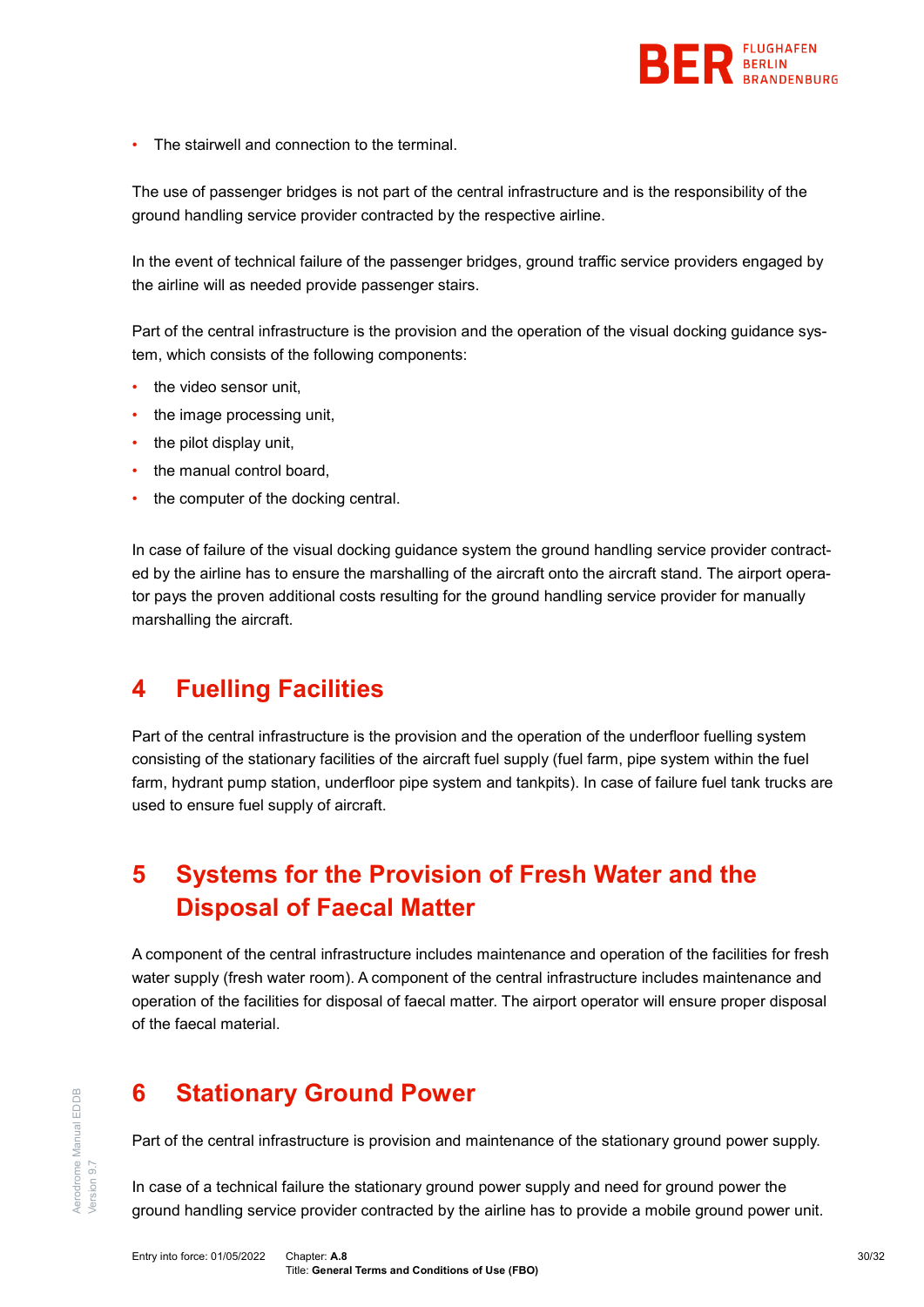- The stairwell and connection to the terminal.

The use of passenger bridges is not part of the central infrastructure and is the responsibility of the ground handling service provider contracted by the respective airline.

In the event of technical failure of the passenger bridges, ground traffic service providers engaged by the airline will as needed provide passenger stairs.

Part of the central infrastructure is the provision and the operation of the visual docking guidance system, which consists of the following components:

- the video sensor unit,
- the image processing unit,
- the pilot display unit,
- the manual control board,
- the computer of the docking central.

In case of failure of the visual docking guidance system the ground handling service provider contracted by the airline has to ensure the marshalling of the aircraft onto the aircraft stand. The airport operator pays the proven additional costs resulting for the ground handling service provider for manually marshalling the aircraft.

# 4 Fuelling Facilities

Part of the central infrastructure is the provision and the operation of the underfloor fuelling system consisting of the stationary facilities of the aircraft fuel supply (fuel farm, pipe system within the fuel farm, hydrant pump station, underfloor pipe system and tankpits). In case of failure fuel tank trucks are used to ensure fuel supply of aircraft.

# 5 Systems for the Provision of Fresh Water and the Disposal of Faecal Matter

A component of the central infrastructure includes maintenance and operation of the facilities for fresh water supply (fresh water room). A component of the central infrastructure includes maintenance and operation of the facilities for disposal of faecal matter. The airport operator will ensure proper disposal of the faecal material.

# 6 Stationary Ground Power

Part of the central infrastructure is provision and maintenance of the stationary ground power supply.

In case of a technical failure the stationary ground power supply and need for ground power the ground handling service provider contracted by the airline has to provide a mobile ground power unit.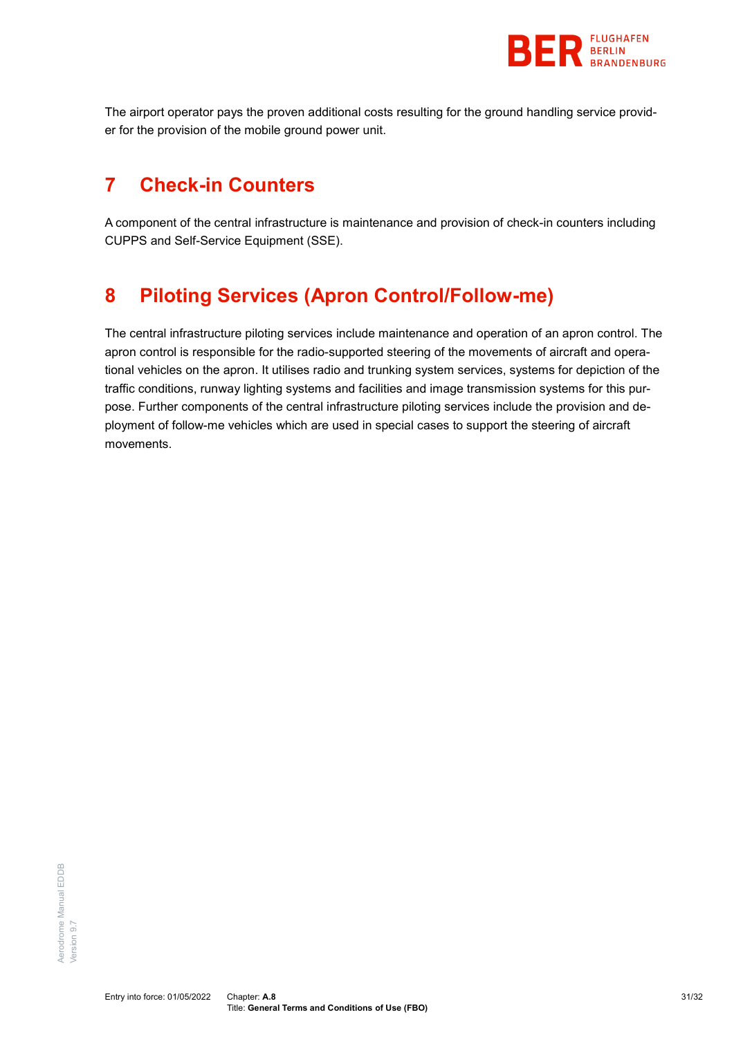The airport operator pays the proven additional costs resulting for the ground handling service provider for the provision of the mobile ground power unit.

# 7 Check-in Counters

A component of the central infrastructure is maintenance and provision of check-in counters including CUPPS and Self-Service Equipment (SSE).

# 8 Piloting Services (Apron Control/Follow-me)

The central infrastructure piloting services include maintenance and operation of an apron control. The apron control is responsible for the radio-supported steering of the movements of aircraft and operational vehicles on the apron. It utilises radio and trunking system services, systems for depiction of the traffic conditions, runway lighting systems and facilities and image transmission systems for this purpose. Further components of the central infrastructure piloting services include the provision and deployment of follow-me vehicles which are used in special cases to support the steering of aircraft movements.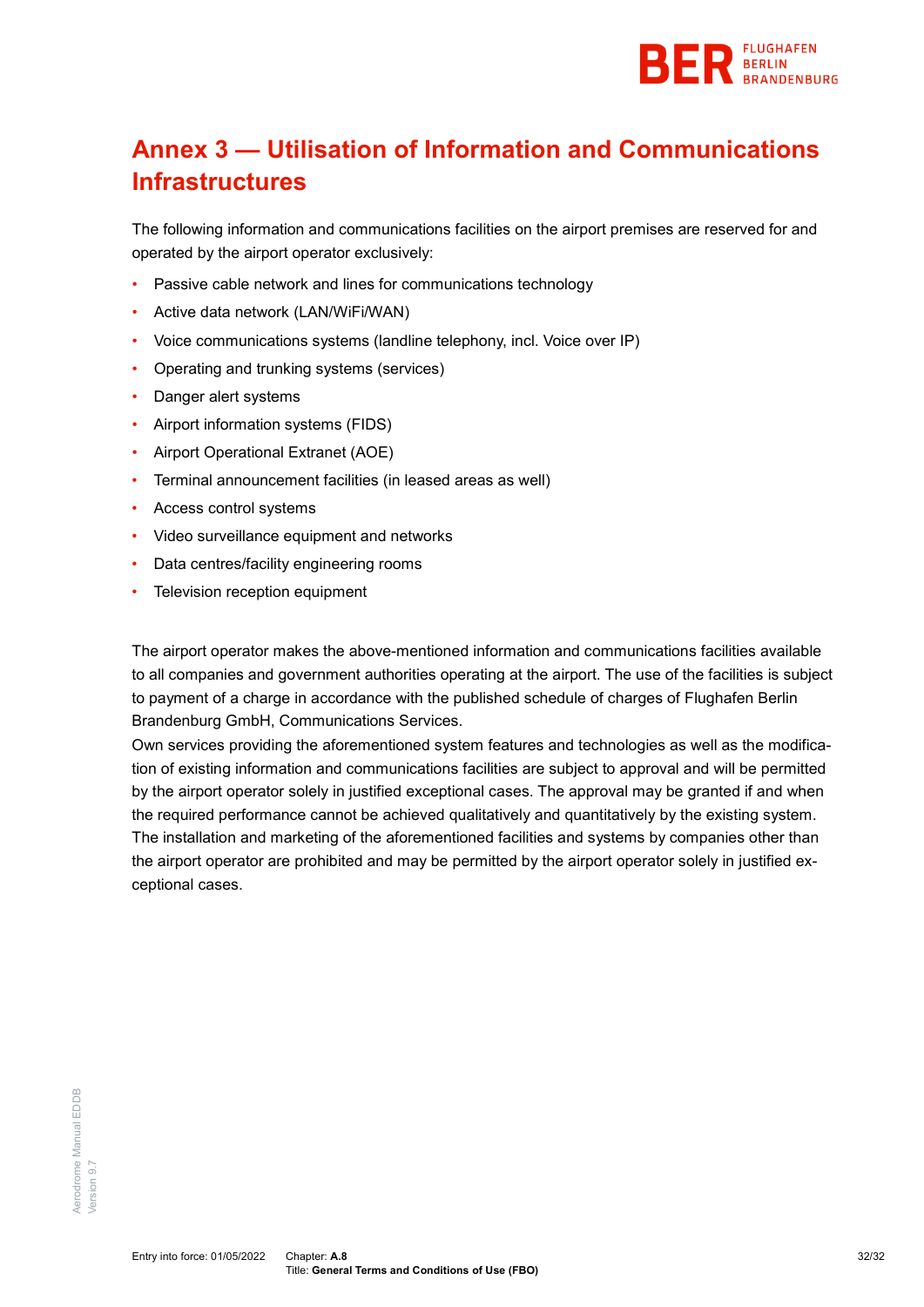# Annex 3 — Utilisation of Information and Communications Infrastructures

The following information and communications facilities on the airport premises are reserved for and operated by the airport operator exclusively:

- Passive cable network and lines for communications technology
- Active data network (LAN/WiFi/WAN)
- Voice communications systems (landline telephony, incl. Voice over IP)
- Operating and trunking systems (services)
- Danger alert systems
- Airport information systems (FIDS)
- Airport Operational Extranet (AOE)
- Terminal announcement facilities (in leased areas as well)
- Access control systems
- Video surveillance equipment and networks
- Data centres/facility engineering rooms
- Television reception equipment

The airport operator makes the above-mentioned information and communications facilities available to all companies and government authorities operating at the airport. The use of the facilities is subject to payment of a charge in accordance with the published schedule of charges of Flughafen Berlin Brandenburg GmbH, Communications Services.

Own services providing the aforementioned system features and technologies as well as the modification of existing information and communications facilities are subject to approval and will be permitted by the airport operator solely in justified exceptional cases. The approval may be granted if and when the required performance cannot be achieved qualitatively and quantitatively by the existing system. The installation and marketing of the aforementioned facilities and systems by companies other than the airport operator are prohibited and may be permitted by the airport operator solely in justified exceptional cases.